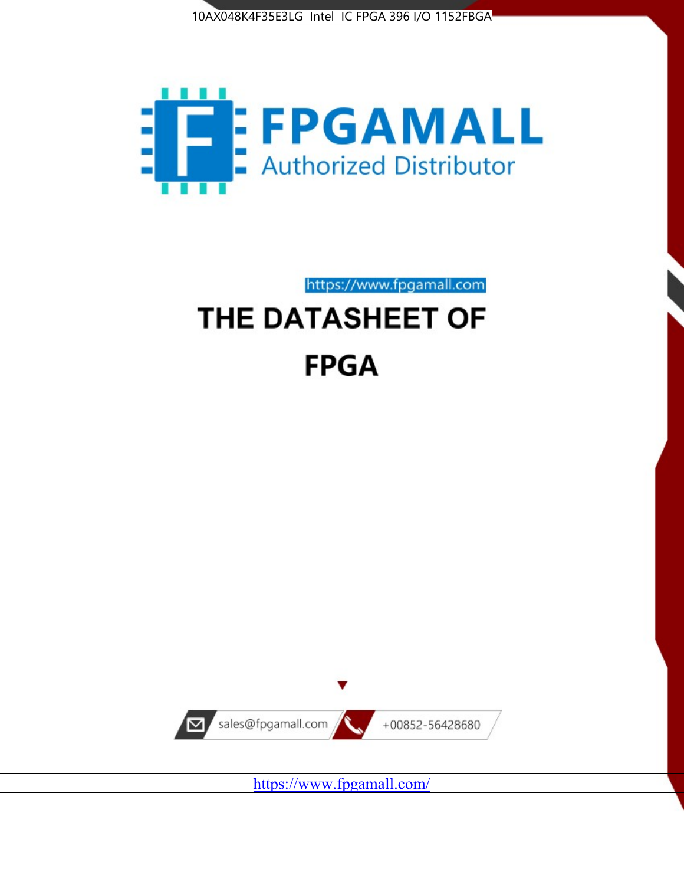10AX048K4F35E3LG Intel IC FPGA 396 I/O 1152FBGA

FPGAMALL

Authorized Distributor

https://www.fpgamall.com

# THE DATASHEET OF

# FPGA

sales@fpgamall.com

+00852-56428680

https://www.fpgamall.com/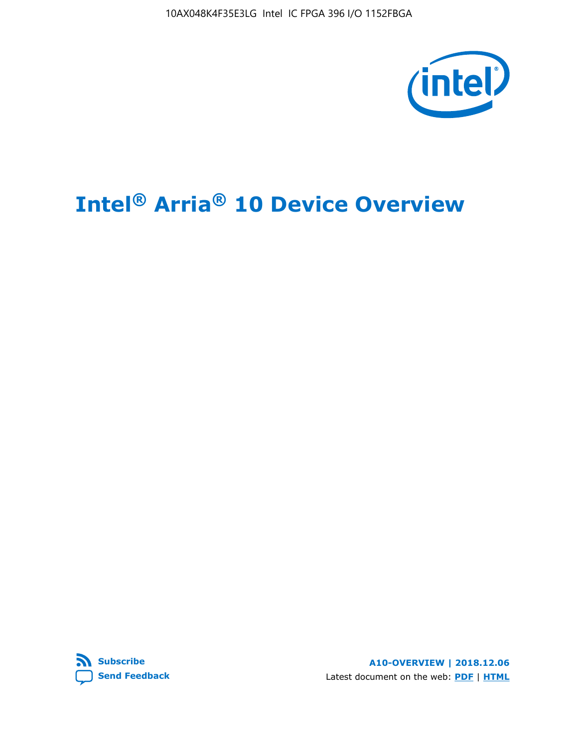# Intel® Arria® 10 Device Overview

**Subscribe**
**Send Feedback**

**A10-OVERVIEW | 2018.12.06**

Latest document on the web: **PDF** | **HTML**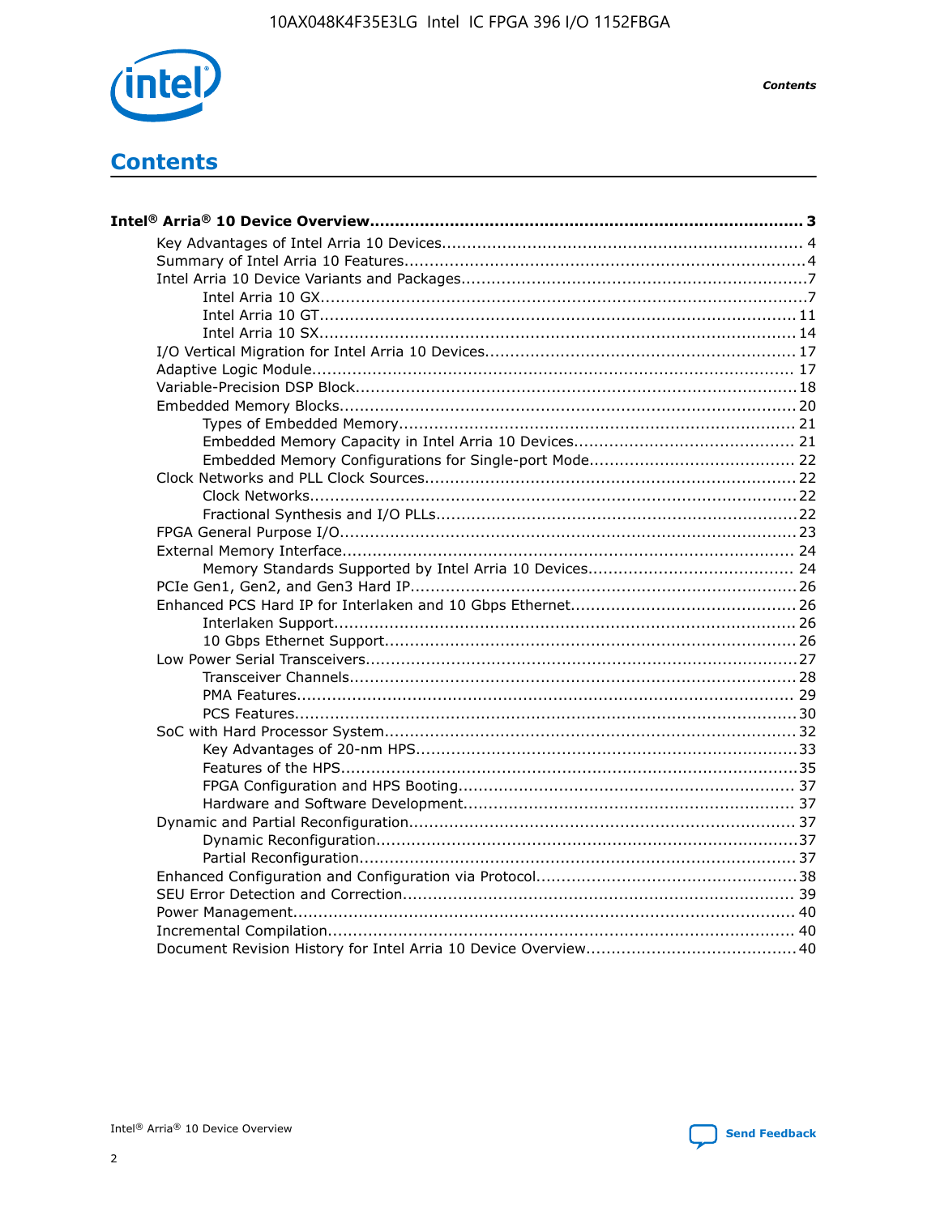# Contents

**Intel® Arria® 10 Device Overview....................................................................................... 3**

- Key Advantages of Intel Arria 10 Devices........................................................................ 4
- Summary of Intel Arria 10 Features................................................................................4
- Intel Arria 10 Device Variants and Packages.....................................................................7
  - Intel Arria 10 GX................................................................................................7
  - Intel Arria 10 GT.............................................................................................. 11
  - Intel Arria 10 SX.............................................................................................. 14
- I/O Vertical Migration for Intel Arria 10 Devices.............................................................. 17
- Adaptive Logic Module................................................................................................ 17
- Variable-Precision DSP Block.......................................................................................18
- Embedded Memory Blocks...........................................................................................20
  - Types of Embedded Memory............................................................................... 21
  - Embedded Memory Capacity in Intel Arria 10 Devices............................................ 21
  - Embedded Memory Configurations for Single-port Mode......................................... 22
- Clock Networks and PLL Clock Sources.........................................................................22
  - Clock Networks.................................................................................................22
  - Fractional Synthesis and I/O PLLs........................................................................22
- FPGA General Purpose I/O..........................................................................................23
- External Memory Interface.......................................................................................... 24
  - Memory Standards Supported by Intel Arria 10 Devices......................................... 24
- PCIe Gen1, Gen2, and Gen3 Hard IP.............................................................................26
- Enhanced PCS Hard IP for Interlaken and 10 Gbps Ethernet.............................................26
  - Interlaken Support............................................................................................ 26
  - 10 Gbps Ethernet Support.................................................................................. 26
- Low Power Serial Transceivers.....................................................................................27
  - Transceiver Channels.........................................................................................28
  - PMA Features................................................................................................... 29
  - PCS Features....................................................................................................30
- SoC with Hard Processor System..................................................................................32
  - Key Advantages of 20-nm HPS............................................................................33
  - Features of the HPS...........................................................................................35
  - FPGA Configuration and HPS Booting................................................................... 37
  - Hardware and Software Development.................................................................. 37
- Dynamic and Partial Reconfiguration.............................................................................37
  - Dynamic Reconfiguration....................................................................................37
  - Partial Reconfiguration.......................................................................................37
- Enhanced Configuration and Configuration via Protocol....................................................38
- SEU Error Detection and Correction.............................................................................. 39
- Power Management.................................................................................................... 40
- Incremental Compilation............................................................................................. 40
- Document Revision History for Intel Arria 10 Device Overview..........................................40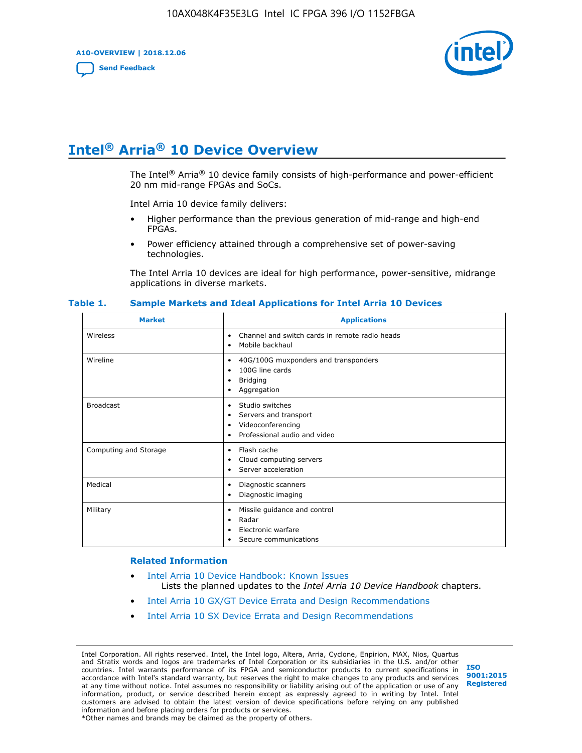# Intel® Arria® 10 Device Overview

The Intel® Arria® 10 device family consists of high-performance and power-efficient 20 nm mid-range FPGAs and SoCs.

Intel Arria 10 device family delivers:

- Higher performance than the previous generation of mid-range and high-end FPGAs.
- Power efficiency attained through a comprehensive set of power-saving technologies.

The Intel Arria 10 devices are ideal for high performance, power-sensitive, midrange applications in diverse markets.

**Table 1. Sample Markets and Ideal Applications for Intel Arria 10 Devices**

| Market | Applications |
|---|---|
| Wireless | • Channel and switch cards in remote radio heads<br>• Mobile backhaul |
| Wireline | • 40G/100G muxponders and transponders<br>• 100G line cards<br>• Bridging<br>• Aggregation |
| Broadcast | • Studio switches<br>• Servers and transport<br>• Videoconferencing<br>• Professional audio and video |
| Computing and Storage | • Flash cache<br>• Cloud computing servers<br>• Server acceleration |
| Medical | • Diagnostic scanners<br>• Diagnostic imaging |
| Military | • Missile guidance and control<br>• Radar<br>• Electronic warfare<br>• Secure communications |

**Related Information**

- Intel Arria 10 Device Handbook: Known Issues
  Lists the planned updates to the *Intel Arria 10 Device Handbook* chapters.
- Intel Arria 10 GX/GT Device Errata and Design Recommendations
- Intel Arria 10 SX Device Errata and Design Recommendations

Intel Corporation. All rights reserved. Intel, the Intel logo, Altera, Arria, Cyclone, Enpirion, MAX, Nios, Quartus and Stratix words and logos are trademarks of Intel Corporation or its subsidiaries in the U.S. and/or other countries. Intel warrants performance of its FPGA and semiconductor products to current specifications in accordance with Intel's standard warranty, but reserves the right to make changes to any products and services at any time without notice. Intel assumes no responsibility or liability arising out of the application or use of any information, product, or service described herein except as expressly agreed to in writing by Intel. Intel customers are advised to obtain the latest version of device specifications before relying on any published information and before placing orders for products or services.
*Other names and brands may be claimed as the property of others.

ISO 9001:2015 Registered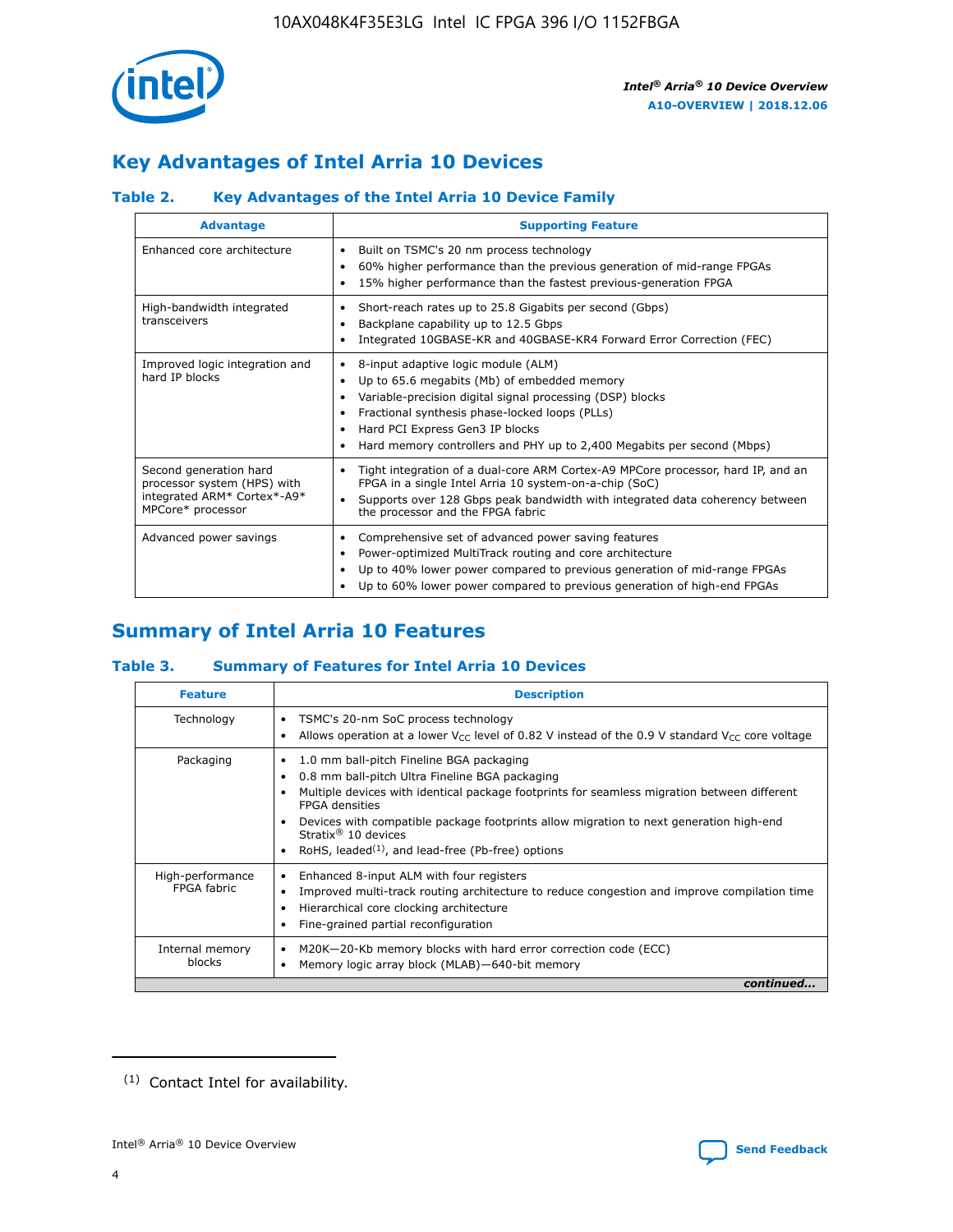## Key Advantages of Intel Arria 10 Devices

### Table 2. Key Advantages of the Intel Arria 10 Device Family

| Advantage | Supporting Feature |
|---|---|
| Enhanced core architecture | • Built on TSMC's 20 nm process technology<br>• 60% higher performance than the previous generation of mid-range FPGAs<br>• 15% higher performance than the fastest previous-generation FPGA |
| High-bandwidth integrated transceivers | • Short-reach rates up to 25.8 Gigabits per second (Gbps)<br>• Backplane capability up to 12.5 Gbps<br>• Integrated 10GBASE-KR and 40GBASE-KR4 Forward Error Correction (FEC) |
| Improved logic integration and hard IP blocks | • 8-input adaptive logic module (ALM)<br>• Up to 65.6 megabits (Mb) of embedded memory<br>• Variable-precision digital signal processing (DSP) blocks<br>• Fractional synthesis phase-locked loops (PLLs)<br>• Hard PCI Express Gen3 IP blocks<br>• Hard memory controllers and PHY up to 2,400 Megabits per second (Mbps) |
| Second generation hard processor system (HPS) with integrated ARM* Cortex*-A9* MPCore* processor | • Tight integration of a dual-core ARM Cortex-A9 MPCore processor, hard IP, and an FPGA in a single Intel Arria 10 system-on-a-chip (SoC)<br>• Supports over 128 Gbps peak bandwidth with integrated data coherency between the processor and the FPGA fabric |
| Advanced power savings | • Comprehensive set of advanced power saving features<br>• Power-optimized MultiTrack routing and core architecture<br>• Up to 40% lower power compared to previous generation of mid-range FPGAs<br>• Up to 60% lower power compared to previous generation of high-end FPGAs |

## Summary of Intel Arria 10 Features

### Table 3. Summary of Features for Intel Arria 10 Devices

| Feature | Description |
|---|---|
| Technology | • TSMC's 20-nm SoC process technology<br>• Allows operation at a lower $V_{CC}$ level of 0.82 V instead of the 0.9 V standard $V_{CC}$ core voltage |
| Packaging | • 1.0 mm ball-pitch Fineline BGA packaging<br>• 0.8 mm ball-pitch Ultra Fineline BGA packaging<br>• Multiple devices with identical package footprints for seamless migration between different FPGA densities<br>• Devices with compatible package footprints allow migration to next generation high-end Stratix® 10 devices<br>• RoHS, leaded[(1)], and lead-free (Pb-free) options |
| High-performance FPGA fabric | • Enhanced 8-input ALM with four registers<br>• Improved multi-track routing architecture to reduce congestion and improve compilation time<br>• Hierarchical core clocking architecture<br>• Fine-grained partial reconfiguration |
| Internal memory blocks | • M20K—20-Kb memory blocks with hard error correction code (ECC)<br>• Memory logic array block (MLAB)—640-bit memory |

*continued...*

(1) Contact Intel for availability.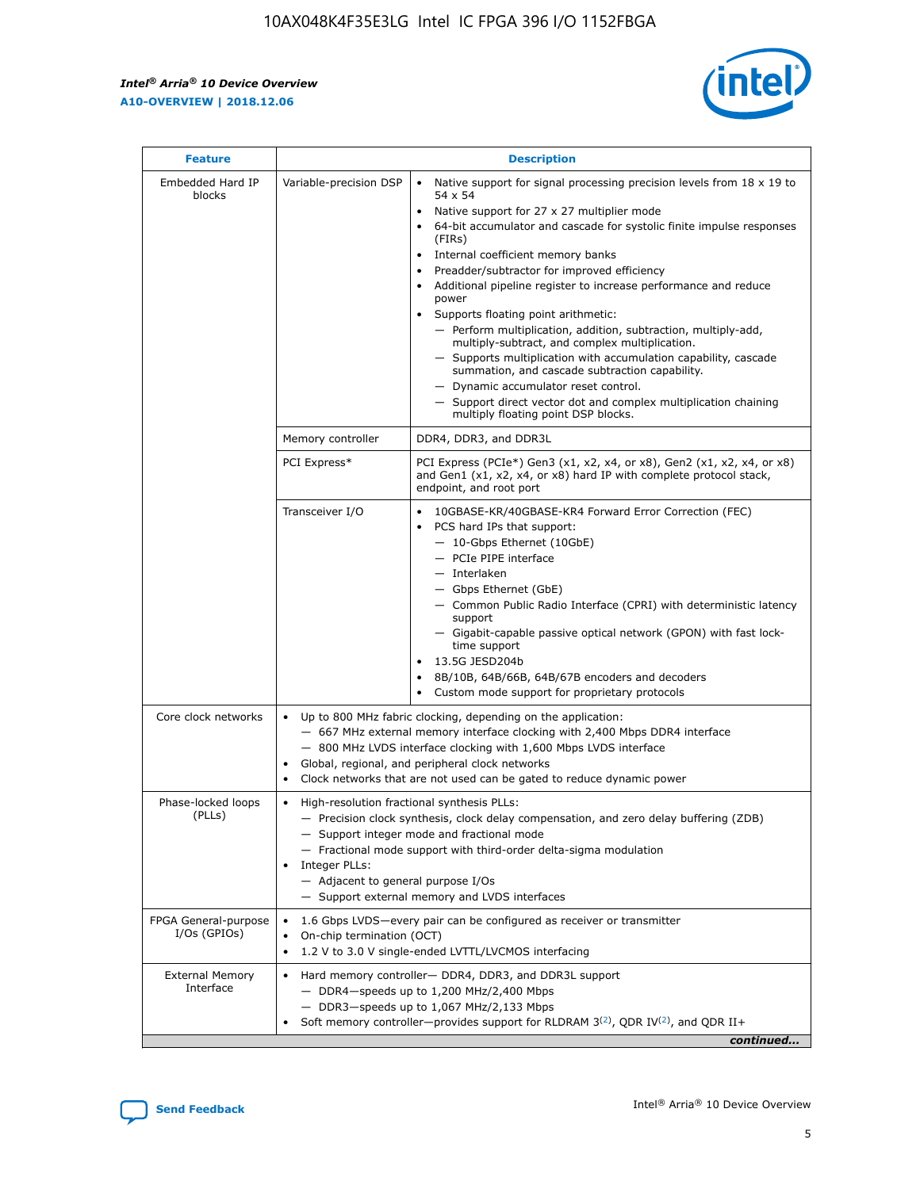| Feature | Description | |
|---|---|---|
| Embedded Hard IP blocks | Variable-precision DSP | • Native support for signal processing precision levels from 18 x 19 to 54 x 54<br>• Native support for 27 x 27 multiplier mode<br>• 64-bit accumulator and cascade for systolic finite impulse responses (FIRs)<br>• Internal coefficient memory banks<br>• Preadder/subtractor for improved efficiency<br>• Additional pipeline register to increase performance and reduce power<br>• Supports floating point arithmetic:<br>— Perform multiplication, addition, subtraction, multiply-add, multiply-subtract, and complex multiplication.<br>— Supports multiplication with accumulation capability, cascade summation, and cascade subtraction capability.<br>— Dynamic accumulator reset control.<br>— Support direct vector dot and complex multiplication chaining multiply floating point DSP blocks. |
| | Memory controller | DDR4, DDR3, and DDR3L |
| | PCI Express* | PCI Express (PCIe*) Gen3 (x1, x2, x4, or x8), Gen2 (x1, x2, x4, or x8) and Gen1 (x1, x2, x4, or x8) hard IP with complete protocol stack, endpoint, and root port |
| | Transceiver I/O | • 10GBASE-KR/40GBASE-KR4 Forward Error Correction (FEC)<br>• PCS hard IPs that support:<br>— 10-Gbps Ethernet (10GbE)<br>— PCIe PIPE interface<br>— Interlaken<br>— Gbps Ethernet (GbE)<br>— Common Public Radio Interface (CPRI) with deterministic latency support<br>— Gigabit-capable passive optical network (GPON) with fast lock-time support<br>• 13.5G JESD204b<br>• 8B/10B, 64B/66B, 64B/67B encoders and decoders<br>• Custom mode support for proprietary protocols |
| Core clock networks | • Up to 800 MHz fabric clocking, depending on the application:<br>— 667 MHz external memory interface clocking with 2,400 Mbps DDR4 interface<br>— 800 MHz LVDS interface clocking with 1,600 Mbps LVDS interface<br>• Global, regional, and peripheral clock networks<br>• Clock networks that are not used can be gated to reduce dynamic power | |
| Phase-locked loops (PLLs) | • High-resolution fractional synthesis PLLs:<br>— Precision clock synthesis, clock delay compensation, and zero delay buffering (ZDB)<br>— Support integer mode and fractional mode<br>— Fractional mode support with third-order delta-sigma modulation<br>• Integer PLLs:<br>— Adjacent to general purpose I/Os<br>— Support external memory and LVDS interfaces | |
| FPGA General-purpose I/Os (GPIOs) | • 1.6 Gbps LVDS—every pair can be configured as receiver or transmitter<br>• On-chip termination (OCT)<br>• 1.2 V to 3.0 V single-ended LVTTL/LVCMOS interfacing | |
| External Memory Interface | • Hard memory controller— DDR4, DDR3, and DDR3L support<br>— DDR4—speeds up to 1,200 MHz/2,400 Mbps<br>— DDR3—speeds up to 1,067 MHz/2,133 Mbps<br>• Soft memory controller—provides support for RLDRAM 3[(2)], QDR IV[(2)], and QDR II+ | |

*continued...*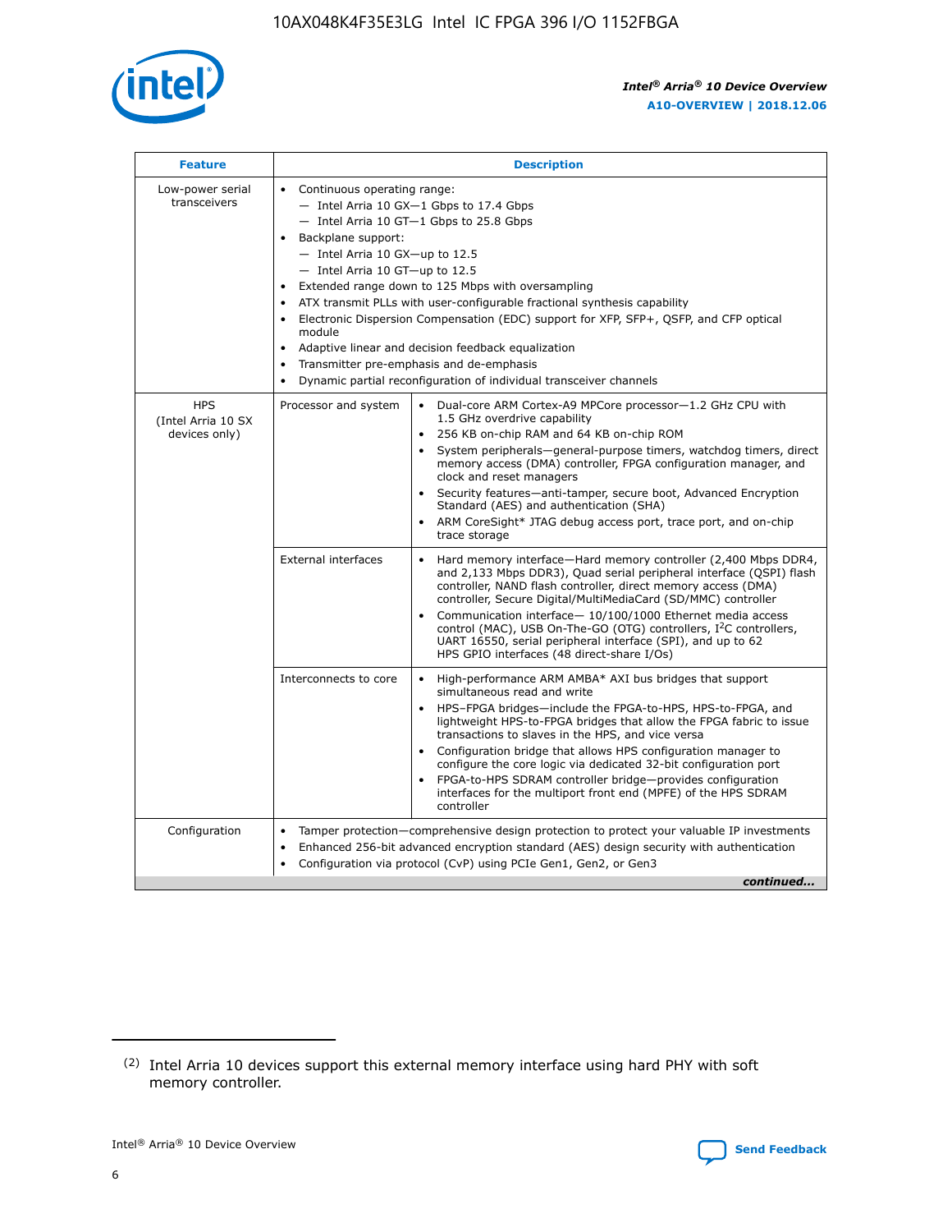| Feature | Description | |
|---|---|---|
| Low-power serial transceivers | • Continuous operating range:<br>— Intel Arria 10 GX—1 Gbps to 17.4 Gbps<br>— Intel Arria 10 GT—1 Gbps to 25.8 Gbps<br>• Backplane support:<br>— Intel Arria 10 GX—up to 12.5<br>— Intel Arria 10 GT—up to 12.5<br>• Extended range down to 125 Mbps with oversampling<br>• ATX transmit PLLs with user-configurable fractional synthesis capability<br>• Electronic Dispersion Compensation (EDC) support for XFP, SFP+, QSFP, and CFP optical module<br>• Adaptive linear and decision feedback equalization<br>• Transmitter pre-emphasis and de-emphasis<br>• Dynamic partial reconfiguration of individual transceiver channels | |
| HPS (Intel Arria 10 SX devices only) | Processor and system | • Dual-core ARM Cortex-A9 MPCore processor—1.2 GHz CPU with 1.5 GHz overdrive capability<br>• 256 KB on-chip RAM and 64 KB on-chip ROM<br>• System peripherals—general-purpose timers, watchdog timers, direct memory access (DMA) controller, FPGA configuration manager, and clock and reset managers<br>• Security features—anti-tamper, secure boot, Advanced Encryption Standard (AES) and authentication (SHA)<br>• ARM CoreSight* JTAG debug access port, trace port, and on-chip trace storage |
| | External interfaces | • Hard memory interface—Hard memory controller (2,400 Mbps DDR4, and 2,133 Mbps DDR3), Quad serial peripheral interface (QSPI) flash controller, NAND flash controller, direct memory access (DMA) controller, Secure Digital/MultiMediaCard (SD/MMC) controller<br>• Communication interface— 10/100/1000 Ethernet media access control (MAC), USB On-The-GO (OTG) controllers, I$^2$C controllers, UART 16550, serial peripheral interface (SPI), and up to 62 HPS GPIO interfaces (48 direct-share I/Os) |
| | Interconnects to core | • High-performance ARM AMBA* AXI bus bridges that support simultaneous read and write<br>• HPS–FPGA bridges—include the FPGA-to-HPS, HPS-to-FPGA, and lightweight HPS-to-FPGA bridges that allow the FPGA fabric to issue transactions to slaves in the HPS, and vice versa<br>• Configuration bridge that allows HPS configuration manager to configure the core logic via dedicated 32-bit configuration port<br>• FPGA-to-HPS SDRAM controller bridge—provides configuration interfaces for the multiport front end (MPFE) of the HPS SDRAM controller |
| Configuration | • Tamper protection—comprehensive design protection to protect your valuable IP investments<br>• Enhanced 256-bit advanced encryption standard (AES) design security with authentication<br>• Configuration via protocol (CvP) using PCIe Gen1, Gen2, or Gen3 | |

*continued...*

(2) Intel Arria 10 devices support this external memory interface using hard PHY with soft memory controller.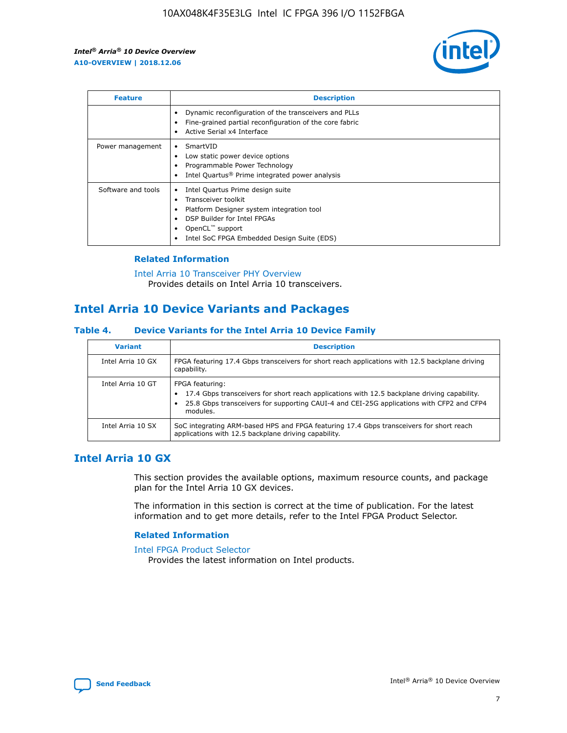| Feature | Description |
| --- | --- |
| | • Dynamic reconfiguration of the transceivers and PLLs<br>• Fine-grained partial reconfiguration of the core fabric<br>• Active Serial x4 Interface |
| Power management | • SmartVID<br>• Low static power device options<br>• Programmable Power Technology<br>• Intel Quartus® Prime integrated power analysis |
| Software and tools | • Intel Quartus Prime design suite<br>• Transceiver toolkit<br>• Platform Designer system integration tool<br>• DSP Builder for Intel FPGAs<br>• OpenCL™ support<br>• Intel SoC FPGA Embedded Design Suite (EDS) |

### Related Information

Intel Arria 10 Transceiver PHY Overview
Provides details on Intel Arria 10 transceivers.

## Intel Arria 10 Device Variants and Packages

### Table 4. Device Variants for the Intel Arria 10 Device Family

| Variant | Description |
| --- | --- |
| Intel Arria 10 GX | FPGA featuring 17.4 Gbps transceivers for short reach applications with 12.5 backplane driving capability. |
| Intel Arria 10 GT | FPGA featuring:<br>• 17.4 Gbps transceivers for short reach applications with 12.5 backplane driving capability.<br>• 25.8 Gbps transceivers for supporting CAUI-4 and CEI-25G applications with CFP2 and CFP4 modules. |
| Intel Arria 10 SX | SoC integrating ARM-based HPS and FPGA featuring 17.4 Gbps transceivers for short reach applications with 12.5 backplane driving capability. |

## Intel Arria 10 GX

This section provides the available options, maximum resource counts, and package plan for the Intel Arria 10 GX devices.

The information in this section is correct at the time of publication. For the latest information and to get more details, refer to the Intel FPGA Product Selector.

### Related Information

Intel FPGA Product Selector
Provides the latest information on Intel products.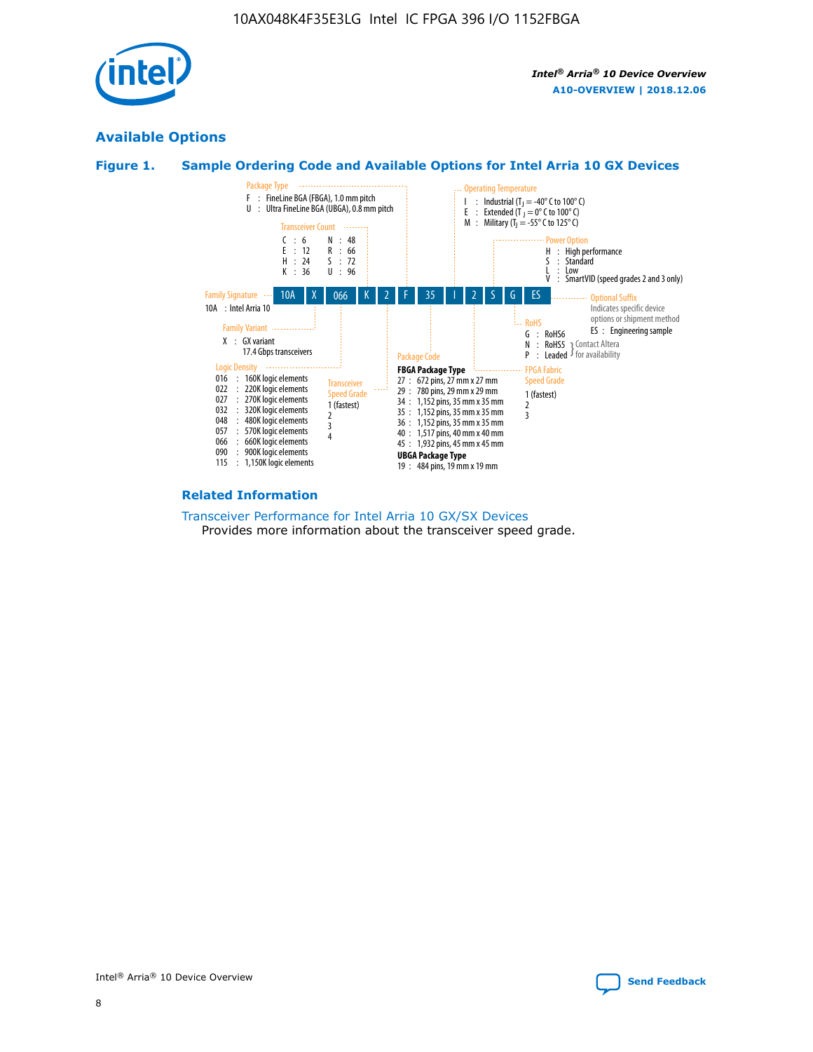## Available Options

### Figure 1. Sample Ordering Code and Available Options for Intel Arria 10 GX Devices

| 10A | X | 066 | K | 2 | F | 35 | I | 2 | S | G | ES |
|---|---|---|---|---|---|---|---|---|---|---|---|

**Family Signature**
10A : Intel Arria 10

**Family Variant**
X : GX variant
17.4 Gbps transceivers

**Logic Density**
016 : 160K logic elements
022 : 220K logic elements
027 : 270K logic elements
032 : 320K logic elements
048 : 480K logic elements
057 : 570K logic elements
066 : 660K logic elements
090 : 900K logic elements
115 : 1,150K logic elements

**Transceiver Count**
C : 6
E : 12
H : 24
K : 36
N : 48
R : 66
S : 72
U : 96

**Transceiver Speed Grade**
1 (fastest)
2
3
4

**Package Type**
F : FineLine BGA (FBGA), 1.0 mm pitch
U : Ultra FineLine BGA (UBGA), 0.8 mm pitch

**Package Code**

FBGA Package Type
27 : 672 pins, 27 mm x 27 mm
29 : 780 pins, 29 mm x 29 mm
34 : 1,152 pins, 35 mm x 35 mm
35 : 1,152 pins, 35 mm x 35 mm
36 : 1,152 pins, 35 mm x 35 mm
40 : 1,517 pins, 40 mm x 40 mm
45 : 1,932 pins, 45 mm x 45 mm

UBGA Package Type
19 : 484 pins, 19 mm x 19 mm

**Operating Temperature**
I : Industrial ($T_J$ = -40° C to 100° C)
E : Extended ($T_J$ = 0° C to 100° C)
M : Military ($T_J$ = -55° C to 125° C)

**FPGA Fabric Speed Grade**
1 (fastest)
2
3

**Power Option**
H : High performance
S : Standard
L : Low
V : SmartVID (speed grades 2 and 3 only)

**RoHS**
G : RoHS6
N : RoHS5 (Contact Altera for availability)
P : Leaded (Contact Altera for availability)

**Optional Suffix**
Indicates specific device options or shipment method
ES : Engineering sample

### Related Information

Transceiver Performance for Intel Arria 10 GX/SX Devices
Provides more information about the transceiver speed grade.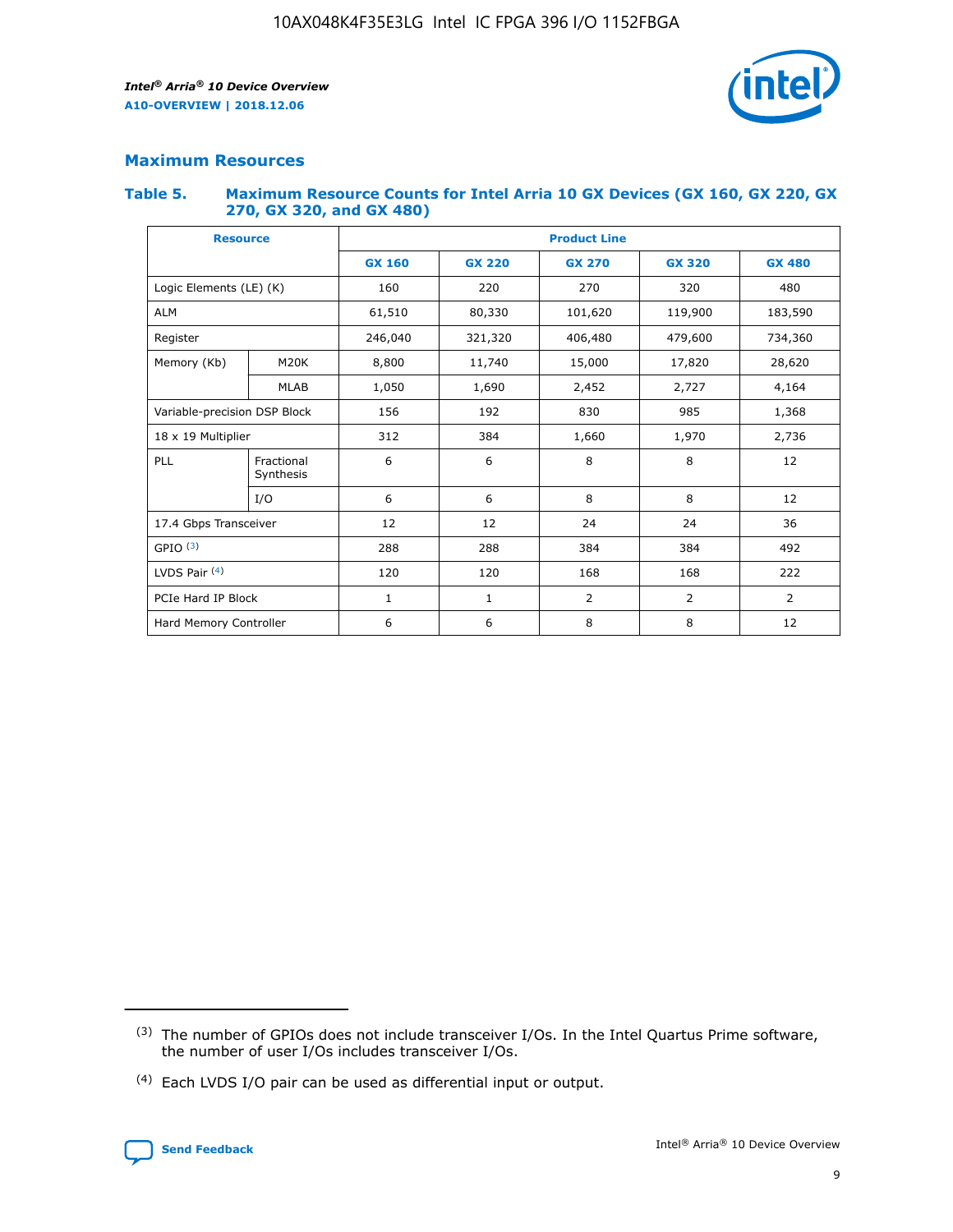## Maximum Resources

### Table 5. Maximum Resource Counts for Intel Arria 10 GX Devices (GX 160, GX 220, GX 270, GX 320, and GX 480)

| Resource | | Product Line | | | | |
|---|---|---|---|---|---|---|
| | | GX 160 | GX 220 | GX 270 | GX 320 | GX 480 |
| Logic Elements (LE) (K) | | 160 | 220 | 270 | 320 | 480 |
| ALM | | 61,510 | 80,330 | 101,620 | 119,900 | 183,590 |
| Register | | 246,040 | 321,320 | 406,480 | 479,600 | 734,360 |
| Memory (Kb) | M20K | 8,800 | 11,740 | 15,000 | 17,820 | 28,620 |
| | MLAB | 1,050 | 1,690 | 2,452 | 2,727 | 4,164 |
| Variable-precision DSP Block | | 156 | 192 | 830 | 985 | 1,368 |
| 18 x 19 Multiplier | | 312 | 384 | 1,660 | 1,970 | 2,736 |
| PLL | Fractional Synthesis | 6 | 6 | 8 | 8 | 12 |
| | I/O | 6 | 6 | 8 | 8 | 12 |
| 17.4 Gbps Transceiver | | 12 | 12 | 24 | 24 | 36 |
| GPIO [(3)] | | 288 | 288 | 384 | 384 | 492 |
| LVDS Pair [(4)] | | 120 | 120 | 168 | 168 | 222 |
| PCIe Hard IP Block | | 1 | 1 | 2 | 2 | 2 |
| Hard Memory Controller | | 6 | 6 | 8 | 8 | 12 |

(3) The number of GPIOs does not include transceiver I/Os. In the Intel Quartus Prime software, the number of user I/Os includes transceiver I/Os.

(4) Each LVDS I/O pair can be used as differential input or output.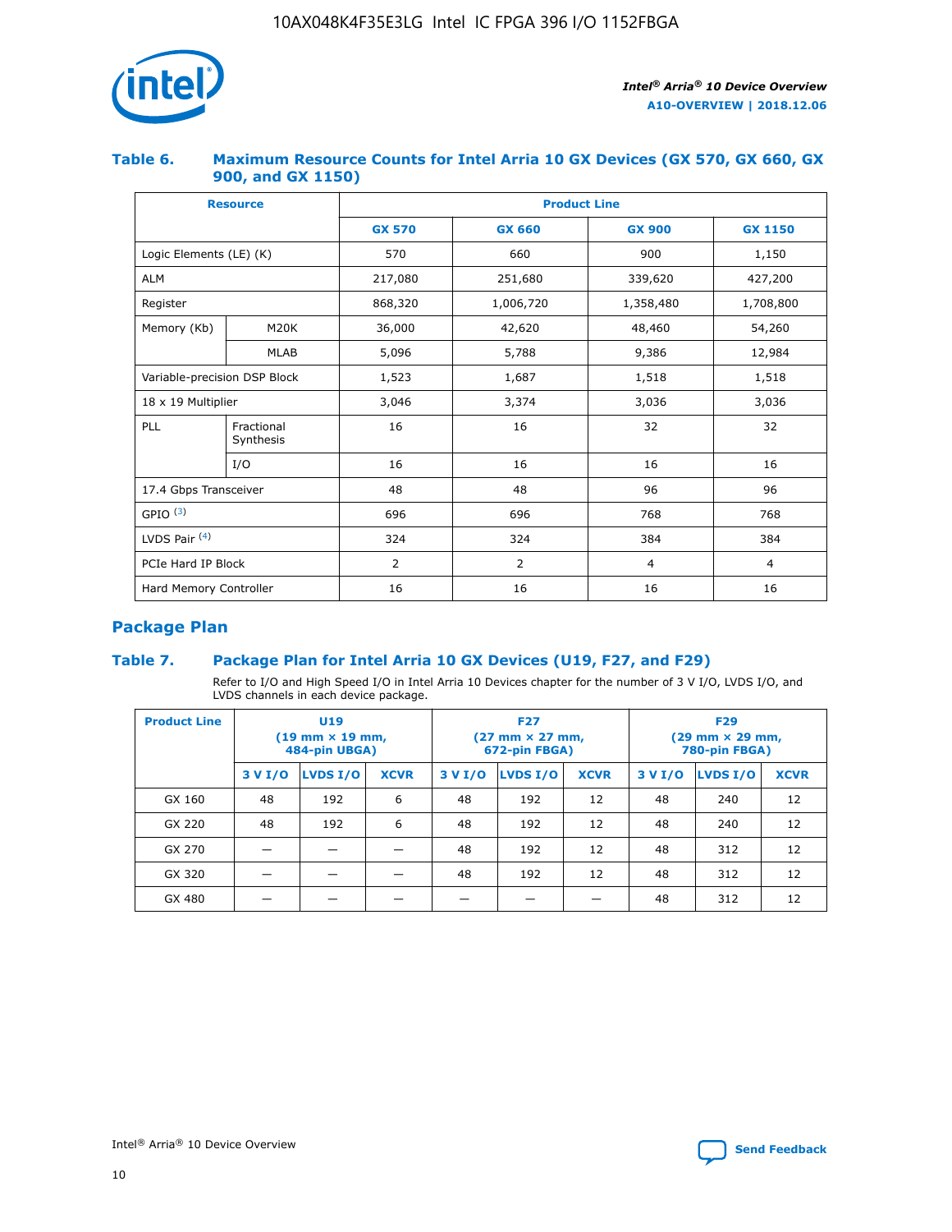### Table 6. Maximum Resource Counts for Intel Arria 10 GX Devices (GX 570, GX 660, GX 900, and GX 1150)

| Resource | | Product Line | | | |
|---|---|---|---|---|---|
| | | GX 570 | GX 660 | GX 900 | GX 1150 |
| Logic Elements (LE) (K) | | 570 | 660 | 900 | 1,150 |
| ALM | | 217,080 | 251,680 | 339,620 | 427,200 |
| Register | | 868,320 | 1,006,720 | 1,358,480 | 1,708,800 |
| Memory (Kb) | M20K | 36,000 | 42,620 | 48,460 | 54,260 |
| | MLAB | 5,096 | 5,788 | 9,386 | 12,984 |
| Variable-precision DSP Block | | 1,523 | 1,687 | 1,518 | 1,518 |
| 18 x 19 Multiplier | | 3,046 | 3,374 | 3,036 | 3,036 |
| PLL | Fractional Synthesis | 16 | 16 | 32 | 32 |
| | I/O | 16 | 16 | 16 | 16 |
| 17.4 Gbps Transceiver | | 48 | 48 | 96 | 96 |
| GPIO [(3)] | | 696 | 696 | 768 | 768 |
| LVDS Pair [(4)] | | 324 | 324 | 384 | 384 |
| PCIe Hard IP Block | | 2 | 2 | 4 | 4 |
| Hard Memory Controller | | 16 | 16 | 16 | 16 |

## Package Plan

### Table 7. Package Plan for Intel Arria 10 GX Devices (U19, F27, and F29)

Refer to I/O and High Speed I/O in Intel Arria 10 Devices chapter for the number of 3 V I/O, LVDS I/O, and LVDS channels in each device package.

| Product Line | U19 (19 mm × 19 mm, 484-pin UBGA) | | | F27 (27 mm × 27 mm, 672-pin FBGA) | | | F29 (29 mm × 29 mm, 780-pin FBGA) | | |
|---|---|---|---|---|---|---|---|---|---|
| | 3 V I/O | LVDS I/O | XCVR | 3 V I/O | LVDS I/O | XCVR | 3 V I/O | LVDS I/O | XCVR |
| GX 160 | 48 | 192 | 6 | 48 | 192 | 12 | 48 | 240 | 12 |
| GX 220 | 48 | 192 | 6 | 48 | 192 | 12 | 48 | 240 | 12 |
| GX 270 | — | — | — | 48 | 192 | 12 | 48 | 312 | 12 |
| GX 320 | — | — | — | 48 | 192 | 12 | 48 | 312 | 12 |
| GX 480 | — | — | — | — | — | — | 48 | 312 | 12 |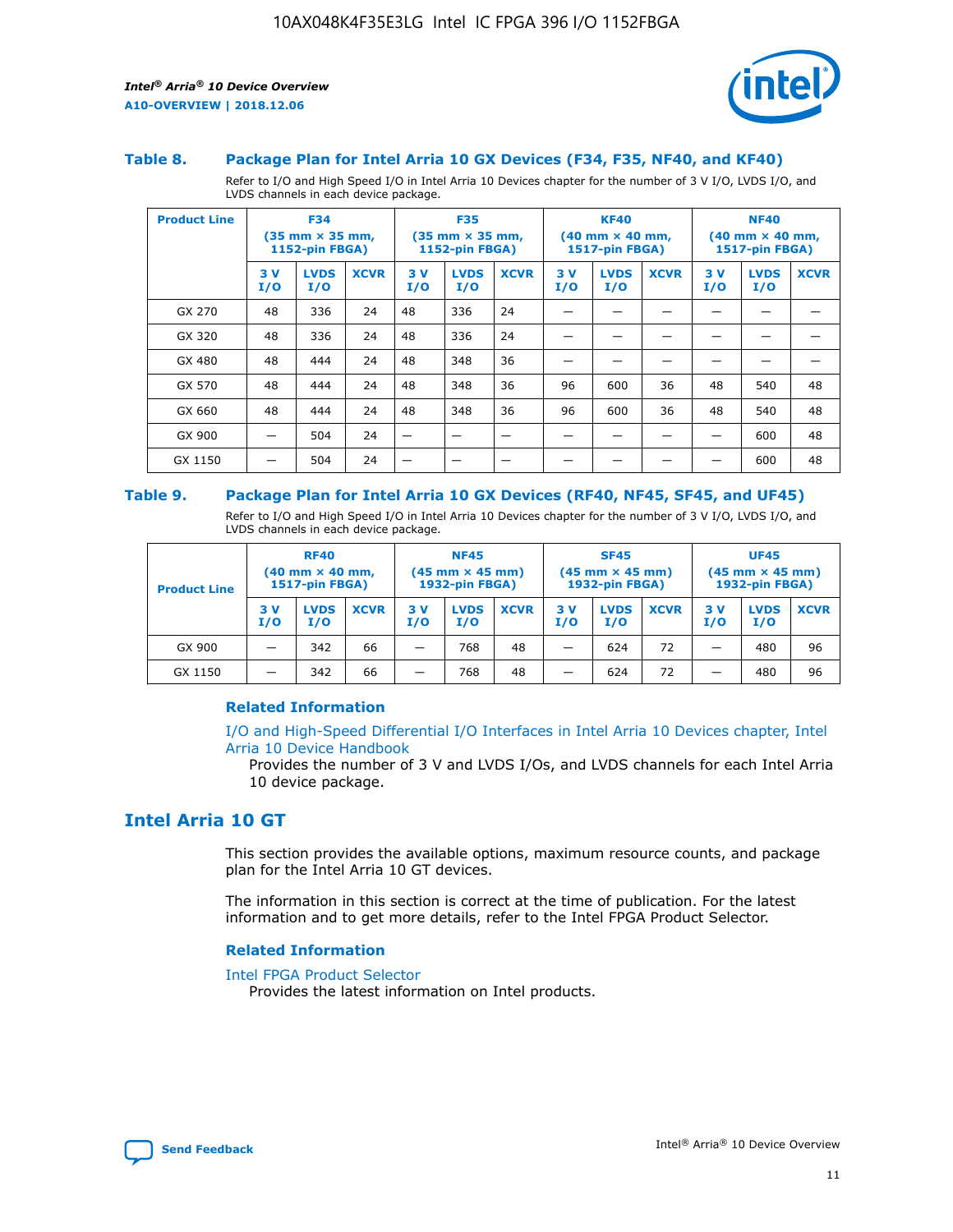### Table 8. Package Plan for Intel Arria 10 GX Devices (F34, F35, NF40, and KF40)

Refer to I/O and High Speed I/O in Intel Arria 10 Devices chapter for the number of 3 V I/O, LVDS I/O, and LVDS channels in each device package.

| Product Line | F34 (35 mm × 35 mm, 1152-pin FBGA) | | | F35 (35 mm × 35 mm, 1152-pin FBGA) | | | KF40 (40 mm × 40 mm, 1517-pin FBGA) | | | NF40 (40 mm × 40 mm, 1517-pin FBGA) | | |
|---|---|---|---|---|---|---|---|---|---|---|---|---|
| | 3 V I/O | LVDS I/O | XCVR | 3 V I/O | LVDS I/O | XCVR | 3 V I/O | LVDS I/O | XCVR | 3 V I/O | LVDS I/O | XCVR |
| GX 270 | 48 | 336 | 24 | 48 | 336 | 24 | — | — | — | — | — | — |
| GX 320 | 48 | 336 | 24 | 48 | 336 | 24 | — | — | — | — | — | — |
| GX 480 | 48 | 444 | 24 | 48 | 348 | 36 | — | — | — | — | — | — |
| GX 570 | 48 | 444 | 24 | 48 | 348 | 36 | 96 | 600 | 36 | 48 | 540 | 48 |
| GX 660 | 48 | 444 | 24 | 48 | 348 | 36 | 96 | 600 | 36 | 48 | 540 | 48 |
| GX 900 | — | 504 | 24 | — | — | — | — | — | — | — | 600 | 48 |
| GX 1150 | — | 504 | 24 | — | — | — | — | — | — | — | 600 | 48 |

### Table 9. Package Plan for Intel Arria 10 GX Devices (RF40, NF45, SF45, and UF45)

Refer to I/O and High Speed I/O in Intel Arria 10 Devices chapter for the number of 3 V I/O, LVDS I/O, and LVDS channels in each device package.

| Product Line | RF40 (40 mm × 40 mm, 1517-pin FBGA) | | | NF45 (45 mm × 45 mm) 1932-pin FBGA) | | | SF45 (45 mm × 45 mm) 1932-pin FBGA) | | | UF45 (45 mm × 45 mm) 1932-pin FBGA) | | |
|---|---|---|---|---|---|---|---|---|---|---|---|---|
| | 3 V I/O | LVDS I/O | XCVR | 3 V I/O | LVDS I/O | XCVR | 3 V I/O | LVDS I/O | XCVR | 3 V I/O | LVDS I/O | XCVR |
| GX 900 | — | 342 | 66 | — | 768 | 48 | — | 624 | 72 | — | 480 | 96 |
| GX 1150 | — | 342 | 66 | — | 768 | 48 | — | 624 | 72 | — | 480 | 96 |

#### Related Information

I/O and High-Speed Differential I/O Interfaces in Intel Arria 10 Devices chapter, Intel Arria 10 Device Handbook

Provides the number of 3 V and LVDS I/Os, and LVDS channels for each Intel Arria 10 device package.

## Intel Arria 10 GT

This section provides the available options, maximum resource counts, and package plan for the Intel Arria 10 GT devices.

The information in this section is correct at the time of publication. For the latest information and to get more details, refer to the Intel FPGA Product Selector.

#### Related Information

Intel FPGA Product Selector

Provides the latest information on Intel products.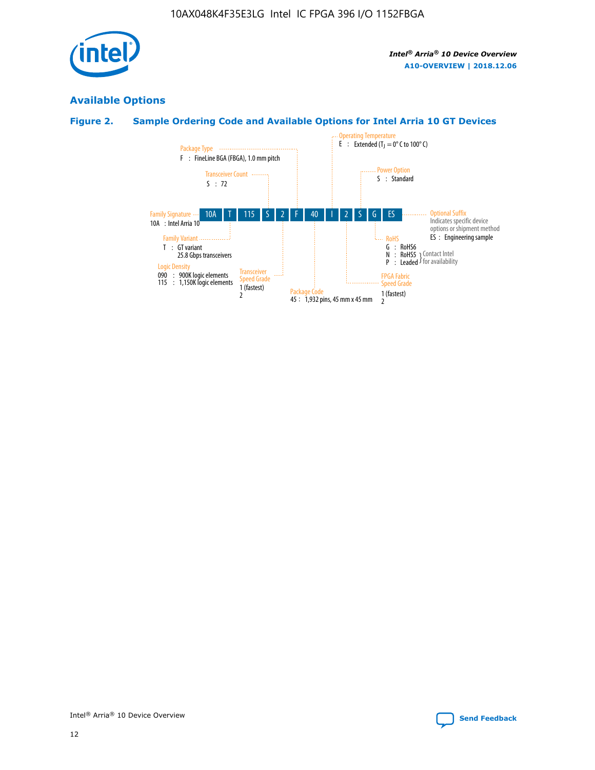## Available Options

### Figure 2. Sample Ordering Code and Available Options for Intel Arria 10 GT Devices

| 10A | T | 115 | S | 2 | F | 40 | I | 2 | S | G | ES |
|---|---|---|---|---|---|---|---|---|---|---|---|

**Family Signature**
10A : Intel Arria 10

**Family Variant**
T : GT variant
25.8 Gbps transceivers

**Logic Density**
090 : 900K logic elements
115 : 1,150K logic elements

**Transceiver Count**
S : 72

**Transceiver Speed Grade**
1 (fastest)
2

**Package Type**
F : FineLine BGA (FBGA), 1.0 mm pitch

**Package Code**
45 : 1,932 pins, 45 mm x 45 mm

**Operating Temperature**
E : Extended ($T_J$ = 0° C to 100° C)

**FPGA Fabric Speed Grade**
1 (fastest)
2

**Power Option**
S : Standard

**RoHS**
G : RoHS6
N : RoHS5 } Contact Intel for availability
P : Leaded } Contact Intel for availability

**Optional Suffix**
Indicates specific device options or shipment method
ES : Engineering sample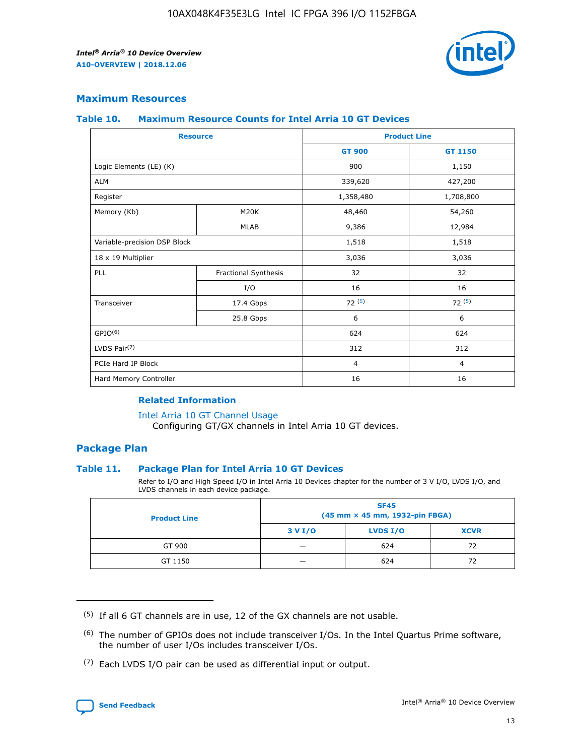## Maximum Resources

### Table 10. Maximum Resource Counts for Intel Arria 10 GT Devices

| Resource | | Product Line | |
|---|---|---|---|
| | | GT 900 | GT 1150 |
| Logic Elements (LE) (K) | | 900 | 1,150 |
| ALM | | 339,620 | 427,200 |
| Register | | 1,358,480 | 1,708,800 |
| Memory (Kb) | M20K | 48,460 | 54,260 |
| | MLAB | 9,386 | 12,984 |
| Variable-precision DSP Block | | 1,518 | 1,518 |
| 18 x 19 Multiplier | | 3,036 | 3,036 |
| PLL | Fractional Synthesis | 32 | 32 |
| | I/O | 16 | 16 |
| Transceiver | 17.4 Gbps | 72 (5) | 72 (5) |
| | 25.8 Gbps | 6 | 6 |
| GPIO(6) | | 624 | 624 |
| LVDS Pair(7) | | 312 | 312 |
| PCIe Hard IP Block | | 4 | 4 |
| Hard Memory Controller | | 16 | 16 |

#### Related Information

Intel Arria 10 GT Channel Usage
Configuring GT/GX channels in Intel Arria 10 GT devices.

## Package Plan

### Table 11. Package Plan for Intel Arria 10 GT Devices

Refer to I/O and High Speed I/O in Intel Arria 10 Devices chapter for the number of 3 V I/O, LVDS I/O, and LVDS channels in each device package.

| Product Line | SF45 (45 mm × 45 mm, 1932-pin FBGA) | | |
|---|---|---|---|
| | 3 V I/O | LVDS I/O | XCVR |
| GT 900 | — | 624 | 72 |
| GT 1150 | — | 624 | 72 |

(5) If all 6 GT channels are in use, 12 of the GX channels are not usable.

(6) The number of GPIOs does not include transceiver I/Os. In the Intel Quartus Prime software, the number of user I/Os includes transceiver I/Os.

(7) Each LVDS I/O pair can be used as differential input or output.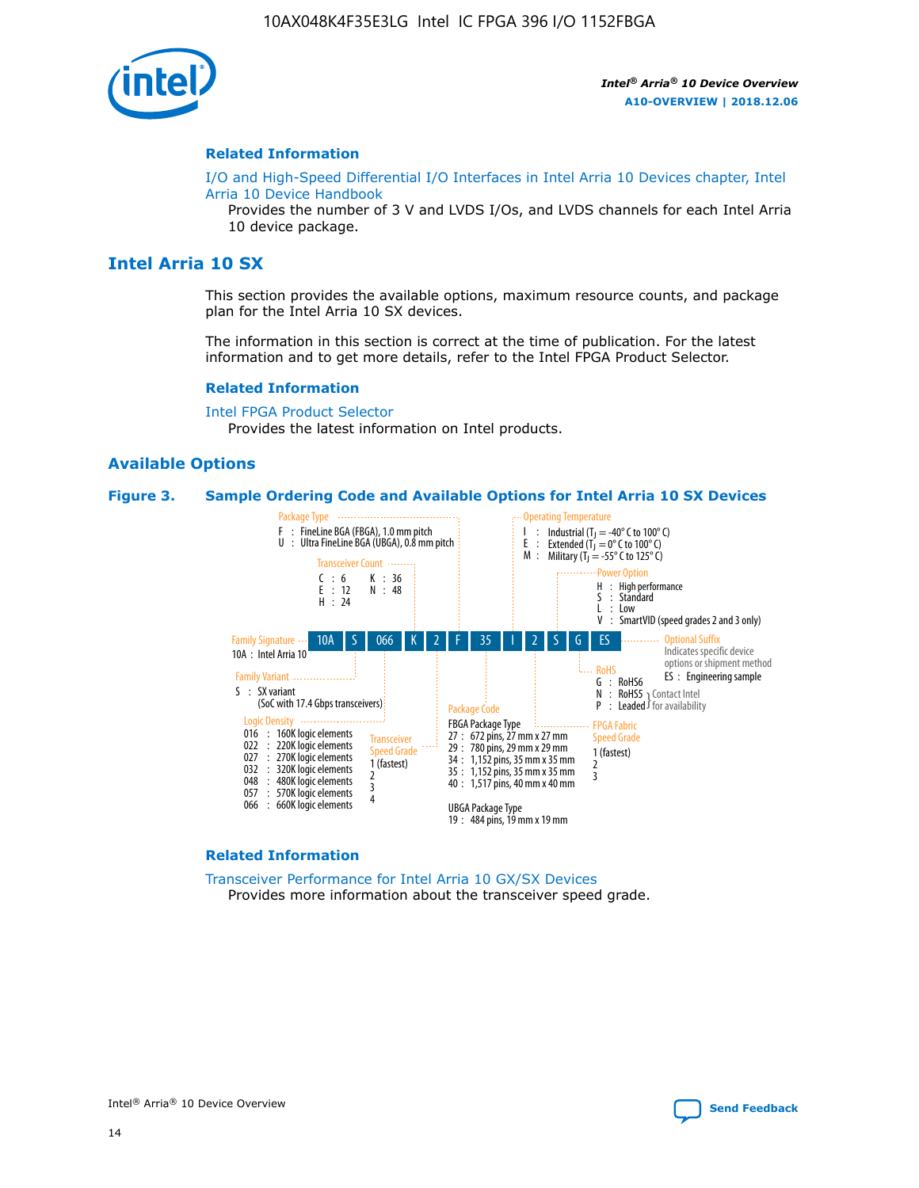## Related Information

I/O and High-Speed Differential I/O Interfaces in Intel Arria 10 Devices chapter, Intel Arria 10 Device Handbook

Provides the number of 3 V and LVDS I/Os, and LVDS channels for each Intel Arria 10 device package.

# Intel Arria 10 SX

This section provides the available options, maximum resource counts, and package plan for the Intel Arria 10 SX devices.

The information in this section is correct at the time of publication. For the latest information and to get more details, refer to the Intel FPGA Product Selector.

## Related Information

Intel FPGA Product Selector

Provides the latest information on Intel products.

## Available Options

**Figure 3. Sample Ordering Code and Available Options for Intel Arria 10 SX Devices**

Sample ordering code: 10A S 066 K 2 F 35 I 2 S G ES

- **Family Signature**
  - 10A : Intel Arria 10
- **Family Variant**
  - S : SX variant (SoC with 17.4 Gbps transceivers)
- **Logic Density**
  - 016 : 160K logic elements
  - 022 : 220K logic elements
  - 027 : 270K logic elements
  - 032 : 320K logic elements
  - 048 : 480K logic elements
  - 057 : 570K logic elements
  - 066 : 660K logic elements
- **Transceiver Count**
  - C : 6
  - E : 12
  - H : 24
  - K : 36
  - N : 48
- **Transceiver Speed Grade**
  - 1 (fastest)
  - 2
  - 3
  - 4
- **Package Type**
  - F : FineLine BGA (FBGA), 1.0 mm pitch
  - U : Ultra FineLine BGA (UBGA), 0.8 mm pitch
- **Package Code**
  - FBGA Package Type
    - 27 : 672 pins, 27 mm x 27 mm
    - 29 : 780 pins, 29 mm x 29 mm
    - 34 : 1,152 pins, 35 mm x 35 mm
    - 35 : 1,152 pins, 35 mm x 35 mm
    - 40 : 1,517 pins, 40 mm x 40 mm
  - UBGA Package Type
    - 19 : 484 pins, 19 mm x 19 mm
- **Operating Temperature**
  - I : Industrial ($T_J$ = -40° C to 100° C)
  - E : Extended ($T_J$ = 0° C to 100° C)
  - M : Military ($T_J$ = -55° C to 125° C)
- **FPGA Fabric Speed Grade**
  - 1 (fastest)
  - 2
  - 3
- **Power Option**
  - H : High performance
  - S : Standard
  - L : Low
  - V : SmartVID (speed grades 2 and 3 only)
- **RoHS**
  - G : RoHS6
  - N : RoHS5 (Contact Intel for availability)
  - P : Leaded (Contact Intel for availability)
- **Optional Suffix**
  - Indicates specific device options or shipment method
  - ES : Engineering sample

## Related Information

Transceiver Performance for Intel Arria 10 GX/SX Devices

Provides more information about the transceiver speed grade.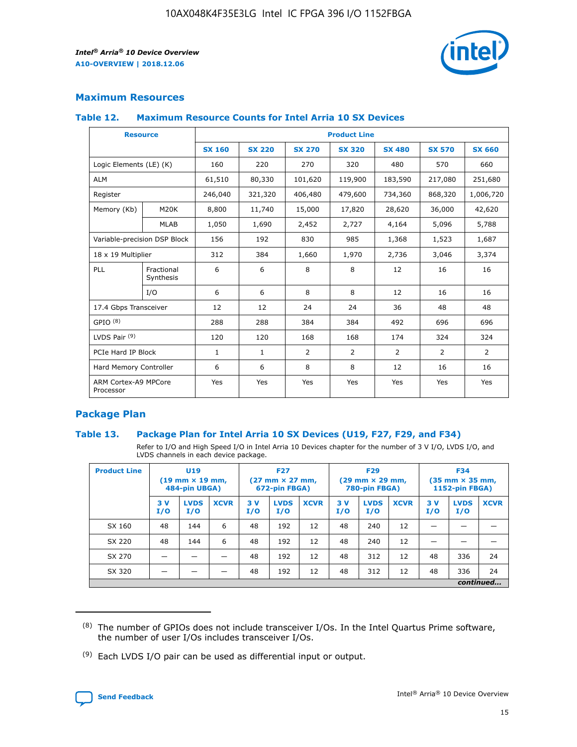## Maximum Resources

### Table 12. Maximum Resource Counts for Intel Arria 10 SX Devices

| Resource | | Product Line | | | | | | |
|---|---|---|---|---|---|---|---|---|
| | | SX 160 | SX 220 | SX 270 | SX 320 | SX 480 | SX 570 | SX 660 |
| Logic Elements (LE) (K) | | 160 | 220 | 270 | 320 | 480 | 570 | 660 |
| ALM | | 61,510 | 80,330 | 101,620 | 119,900 | 183,590 | 217,080 | 251,680 |
| Register | | 246,040 | 321,320 | 406,480 | 479,600 | 734,360 | 868,320 | 1,006,720 |
| Memory (Kb) | M20K | 8,800 | 11,740 | 15,000 | 17,820 | 28,620 | 36,000 | 42,620 |
| | MLAB | 1,050 | 1,690 | 2,452 | 2,727 | 4,164 | 5,096 | 5,788 |
| Variable-precision DSP Block | | 156 | 192 | 830 | 985 | 1,368 | 1,523 | 1,687 |
| 18 x 19 Multiplier | | 312 | 384 | 1,660 | 1,970 | 2,736 | 3,046 | 3,374 |
| PLL | Fractional Synthesis | 6 | 6 | 8 | 8 | 12 | 16 | 16 |
| | I/O | 6 | 6 | 8 | 8 | 12 | 16 | 16 |
| 17.4 Gbps Transceiver | | 12 | 12 | 24 | 24 | 36 | 48 | 48 |
| GPIO [8] | | 288 | 288 | 384 | 384 | 492 | 696 | 696 |
| LVDS Pair [9] | | 120 | 120 | 168 | 168 | 174 | 324 | 324 |
| PCIe Hard IP Block | | 1 | 1 | 2 | 2 | 2 | 2 | 2 |
| Hard Memory Controller | | 6 | 6 | 8 | 8 | 12 | 16 | 16 |
| ARM Cortex-A9 MPCore Processor | | Yes | Yes | Yes | Yes | Yes | Yes | Yes |

## Package Plan

### Table 13. Package Plan for Intel Arria 10 SX Devices (U19, F27, F29, and F34)

Refer to I/O and High Speed I/O in Intel Arria 10 Devices chapter for the number of 3 V I/O, LVDS I/O, and LVDS channels in each device package.

| Product Line | U19 (19 mm × 19 mm, 484-pin UBGA) | | | F27 (27 mm × 27 mm, 672-pin FBGA) | | | F29 (29 mm × 29 mm, 780-pin FBGA) | | | F34 (35 mm × 35 mm, 1152-pin FBGA) | | |
|---|---|---|---|---|---|---|---|---|---|---|---|---|
| | 3 V I/O | LVDS I/O | XCVR | 3 V I/O | LVDS I/O | XCVR | 3 V I/O | LVDS I/O | XCVR | 3 V I/O | LVDS I/O | XCVR |
| SX 160 | 48 | 144 | 6 | 48 | 192 | 12 | 48 | 240 | 12 | — | — | — |
| SX 220 | 48 | 144 | 6 | 48 | 192 | 12 | 48 | 240 | 12 | — | — | — |
| SX 270 | — | — | — | 48 | 192 | 12 | 48 | 312 | 12 | 48 | 336 | 24 |
| SX 320 | — | — | — | 48 | 192 | 12 | 48 | 312 | 12 | 48 | 336 | 24 |

*continued...*

(8) The number of GPIOs does not include transceiver I/Os. In the Intel Quartus Prime software, the number of user I/Os includes transceiver I/Os.

(9) Each LVDS I/O pair can be used as differential input or output.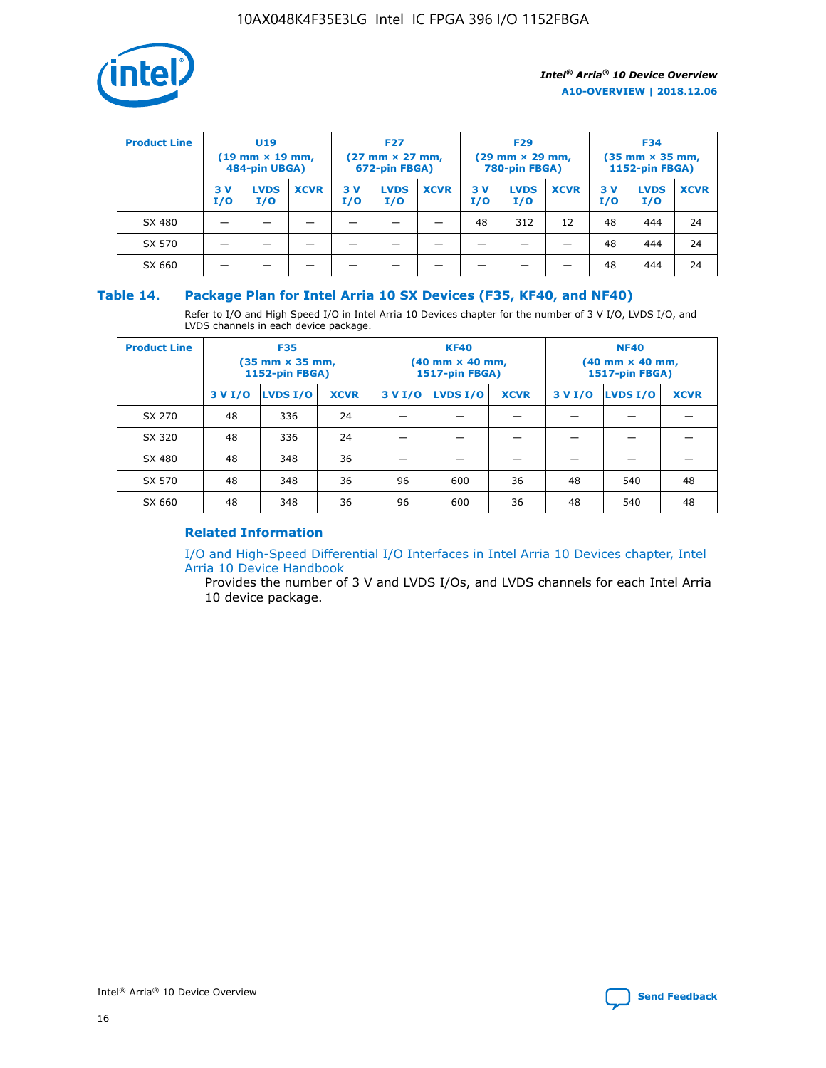| Product Line | U19 (19 mm × 19 mm, 484-pin UBGA) | | | F27 (27 mm × 27 mm, 672-pin FBGA) | | | F29 (29 mm × 29 mm, 780-pin FBGA) | | | F34 (35 mm × 35 mm, 1152-pin FBGA) | | |
|---|---|---|---|---|---|---|---|---|---|---|---|---|
| | 3 V I/O | LVDS I/O | XCVR | 3 V I/O | LVDS I/O | XCVR | 3 V I/O | LVDS I/O | XCVR | 3 V I/O | LVDS I/O | XCVR |
| SX 480 | — | — | — | — | — | — | 48 | 312 | 12 | 48 | 444 | 24 |
| SX 570 | — | — | — | — | — | — | — | — | — | 48 | 444 | 24 |
| SX 660 | — | — | — | — | — | — | — | — | — | 48 | 444 | 24 |

## Table 14. Package Plan for Intel Arria 10 SX Devices (F35, KF40, and NF40)

Refer to I/O and High Speed I/O in Intel Arria 10 Devices chapter for the number of 3 V I/O, LVDS I/O, and LVDS channels in each device package.

| Product Line | F35 (35 mm × 35 mm, 1152-pin FBGA) | | | KF40 (40 mm × 40 mm, 1517-pin FBGA) | | | NF40 (40 mm × 40 mm, 1517-pin FBGA) | | |
|---|---|---|---|---|---|---|---|---|---|
| | 3 V I/O | LVDS I/O | XCVR | 3 V I/O | LVDS I/O | XCVR | 3 V I/O | LVDS I/O | XCVR |
| SX 270 | 48 | 336 | 24 | — | — | — | — | — | — |
| SX 320 | 48 | 336 | 24 | — | — | — | — | — | — |
| SX 480 | 48 | 348 | 36 | — | — | — | — | — | — |
| SX 570 | 48 | 348 | 36 | 96 | 600 | 36 | 48 | 540 | 48 |
| SX 660 | 48 | 348 | 36 | 96 | 600 | 36 | 48 | 540 | 48 |

### Related Information

I/O and High-Speed Differential I/O Interfaces in Intel Arria 10 Devices chapter, Intel Arria 10 Device Handbook

Provides the number of 3 V and LVDS I/Os, and LVDS channels for each Intel Arria 10 device package.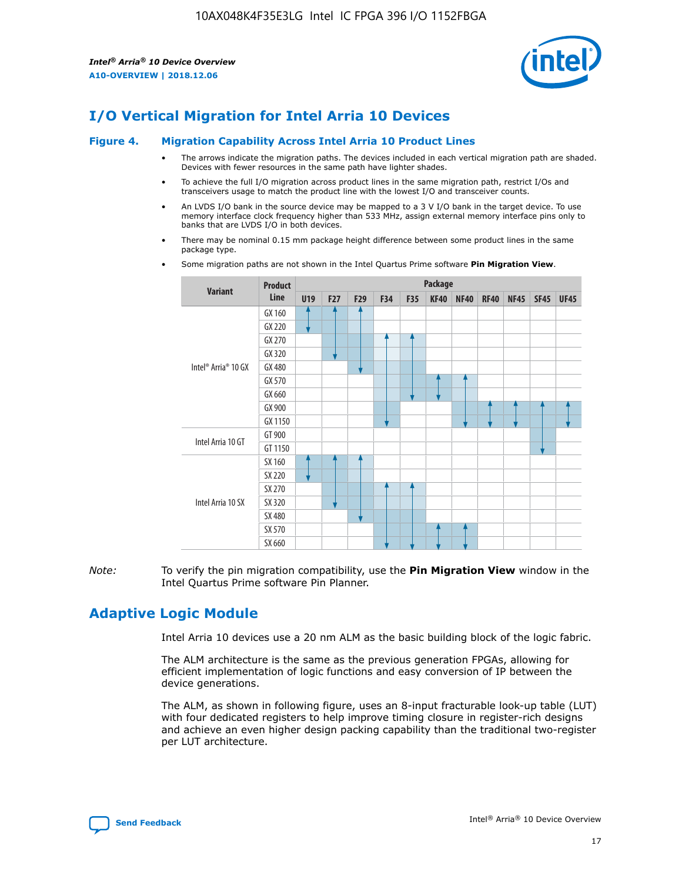# I/O Vertical Migration for Intel Arria 10 Devices

**Figure 4. Migration Capability Across Intel Arria 10 Product Lines**

- The arrows indicate the migration paths. The devices included in each vertical migration path are shaded. Devices with fewer resources in the same path have lighter shades.
- To achieve the full I/O migration across product lines in the same migration path, restrict I/Os and transceivers usage to match the product line with the lowest I/O and transceiver counts.
- An LVDS I/O bank in the source device may be mapped to a 3 V I/O bank in the target device. To use memory interface clock frequency higher than 533 MHz, assign external memory interface pins only to banks that are LVDS I/O in both devices.
- There may be nominal 0.15 mm package height difference between some product lines in the same package type.
- Some migration paths are not shown in the Intel Quartus Prime software **Pin Migration View**.

| Variant | Product Line | Package | | | | | | | | | | |
|---|---|---|---|---|---|---|---|---|---|---|---|---|
| | | U19 | F27 | F29 | F34 | F35 | KF40 | NF40 | RF40 | NF45 | SF45 | UF45 |
| Intel® Arria® 10 GX | GX 160 | | | | | | | | | | | |
| | GX 220 | | | | | | | | | | | |
| | GX 270 | | | | | | | | | | | |
| | GX 320 | | | | | | | | | | | |
| | GX 480 | | | | | | | | | | | |
| | GX 570 | | | | | | | | | | | |
| | GX 660 | | | | | | | | | | | |
| | GX 900 | | | | | | | | | | | |
| | GX 1150 | | | | | | | | | | | |
| Intel Arria 10 GT | GT 900 | | | | | | | | | | | |
| | GT 1150 | | | | | | | | | | | |
| Intel Arria 10 SX | SX 160 | | | | | | | | | | | |
| | SX 220 | | | | | | | | | | | |
| | SX 270 | | | | | | | | | | | |
| | SX 320 | | | | | | | | | | | |
| | SX 480 | | | | | | | | | | | |
| | SX 570 | | | | | | | | | | | |
| | SX 660 | | | | | | | | | | | |

*Note:* To verify the pin migration compatibility, use the **Pin Migration View** window in the Intel Quartus Prime software Pin Planner.

# Adaptive Logic Module

Intel Arria 10 devices use a 20 nm ALM as the basic building block of the logic fabric.

The ALM architecture is the same as the previous generation FPGAs, allowing for efficient implementation of logic functions and easy conversion of IP between the device generations.

The ALM, as shown in following figure, uses an 8-input fracturable look-up table (LUT) with four dedicated registers to help improve timing closure in register-rich designs and achieve an even higher design packing capability than the traditional two-register per LUT architecture.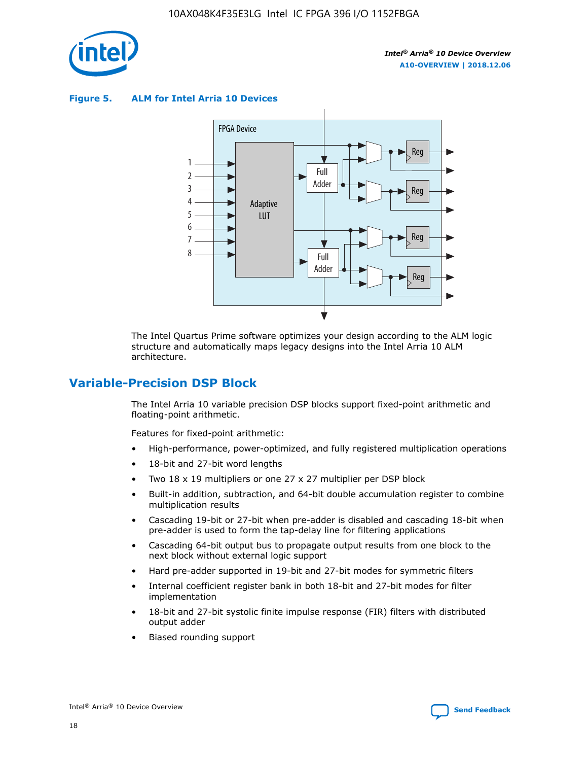**Figure 5. ALM for Intel Arria 10 Devices**

The Intel Quartus Prime software optimizes your design according to the ALM logic structure and automatically maps legacy designs into the Intel Arria 10 ALM architecture.

## Variable-Precision DSP Block

The Intel Arria 10 variable precision DSP blocks support fixed-point arithmetic and floating-point arithmetic.

Features for fixed-point arithmetic:

- High-performance, power-optimized, and fully registered multiplication operations
- 18-bit and 27-bit word lengths
- Two 18 x 19 multipliers or one 27 x 27 multiplier per DSP block
- Built-in addition, subtraction, and 64-bit double accumulation register to combine multiplication results
- Cascading 19-bit or 27-bit when pre-adder is disabled and cascading 18-bit when pre-adder is used to form the tap-delay line for filtering applications
- Cascading 64-bit output bus to propagate output results from one block to the next block without external logic support
- Hard pre-adder supported in 19-bit and 27-bit modes for symmetric filters
- Internal coefficient register bank in both 18-bit and 27-bit modes for filter implementation
- 18-bit and 27-bit systolic finite impulse response (FIR) filters with distributed output adder
- Biased rounding support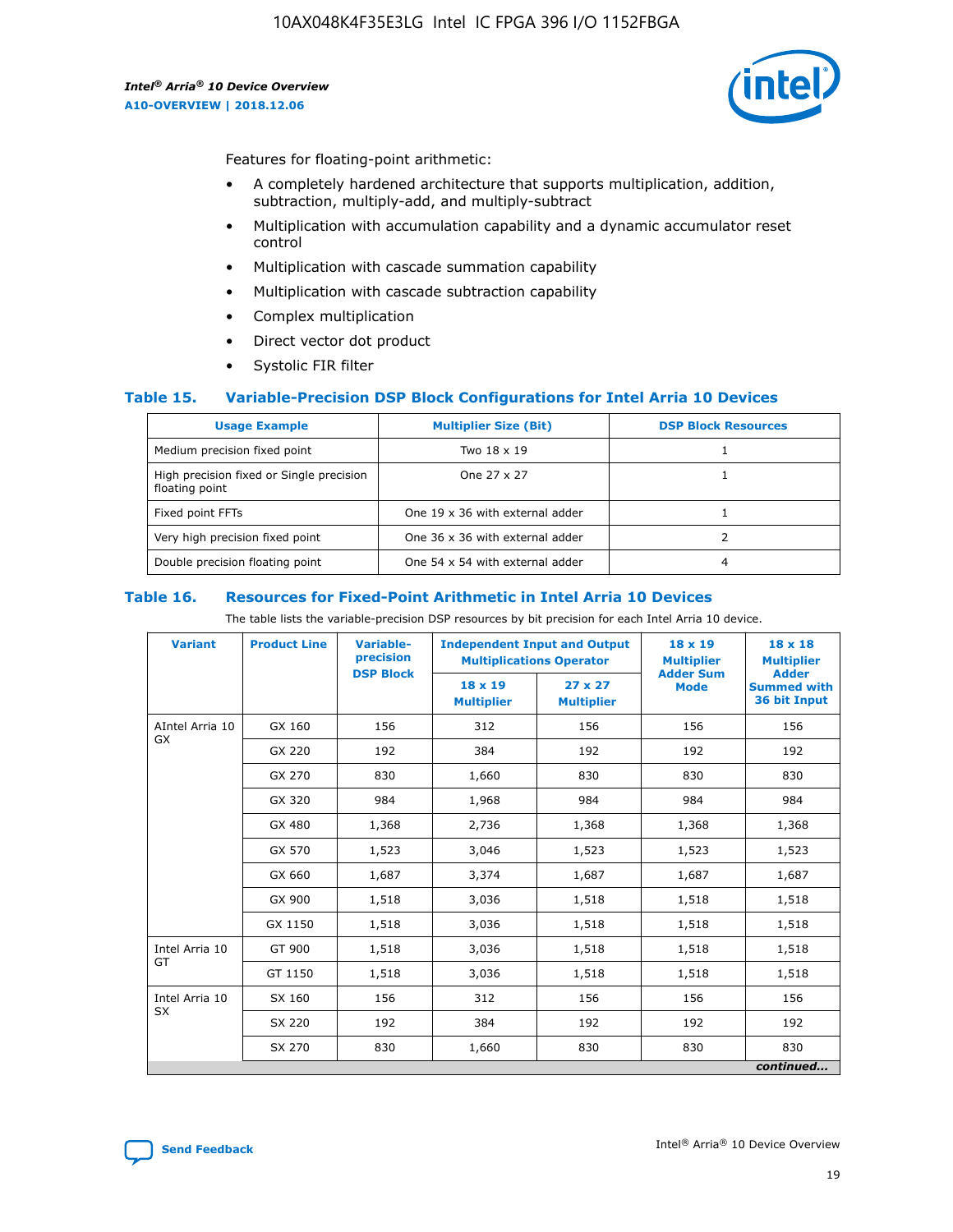Features for floating-point arithmetic:

- A completely hardened architecture that supports multiplication, addition, subtraction, multiply-add, and multiply-subtract
- Multiplication with accumulation capability and a dynamic accumulator reset control
- Multiplication with cascade summation capability
- Multiplication with cascade subtraction capability
- Complex multiplication
- Direct vector dot product
- Systolic FIR filter

## Table 15. Variable-Precision DSP Block Configurations for Intel Arria 10 Devices

| Usage Example | Multiplier Size (Bit) | DSP Block Resources |
|---|---|---|
| Medium precision fixed point | Two 18 x 19 | 1 |
| High precision fixed or Single precision floating point | One 27 x 27 | 1 |
| Fixed point FFTs | One 19 x 36 with external adder | 1 |
| Very high precision fixed point | One 36 x 36 with external adder | 2 |
| Double precision floating point | One 54 x 54 with external adder | 4 |

## Table 16. Resources for Fixed-Point Arithmetic in Intel Arria 10 Devices

The table lists the variable-precision DSP resources by bit precision for each Intel Arria 10 device.

| Variant | Product Line | Variable-precision DSP Block | Independent Input and Output Multiplications Operator | | 18 x 19 Multiplier Adder Sum Mode | 18 x 18 Multiplier Adder Summed with 36 bit Input |
|---|---|---|---|---|---|---|
| | | | 18 x 19 Multiplier | 27 x 27 Multiplier | | |
| AIntel Arria 10 GX | GX 160 | 156 | 312 | 156 | 156 | 156 |
| | GX 220 | 192 | 384 | 192 | 192 | 192 |
| | GX 270 | 830 | 1,660 | 830 | 830 | 830 |
| | GX 320 | 984 | 1,968 | 984 | 984 | 984 |
| | GX 480 | 1,368 | 2,736 | 1,368 | 1,368 | 1,368 |
| | GX 570 | 1,523 | 3,046 | 1,523 | 1,523 | 1,523 |
| | GX 660 | 1,687 | 3,374 | 1,687 | 1,687 | 1,687 |
| | GX 900 | 1,518 | 3,036 | 1,518 | 1,518 | 1,518 |
| | GX 1150 | 1,518 | 3,036 | 1,518 | 1,518 | 1,518 |
| Intel Arria 10 GT | GT 900 | 1,518 | 3,036 | 1,518 | 1,518 | 1,518 |
| | GT 1150 | 1,518 | 3,036 | 1,518 | 1,518 | 1,518 |
| Intel Arria 10 SX | SX 160 | 156 | 312 | 156 | 156 | 156 |
| | SX 220 | 192 | 384 | 192 | 192 | 192 |
| | SX 270 | 830 | 1,660 | 830 | 830 | 830 |

*continued...*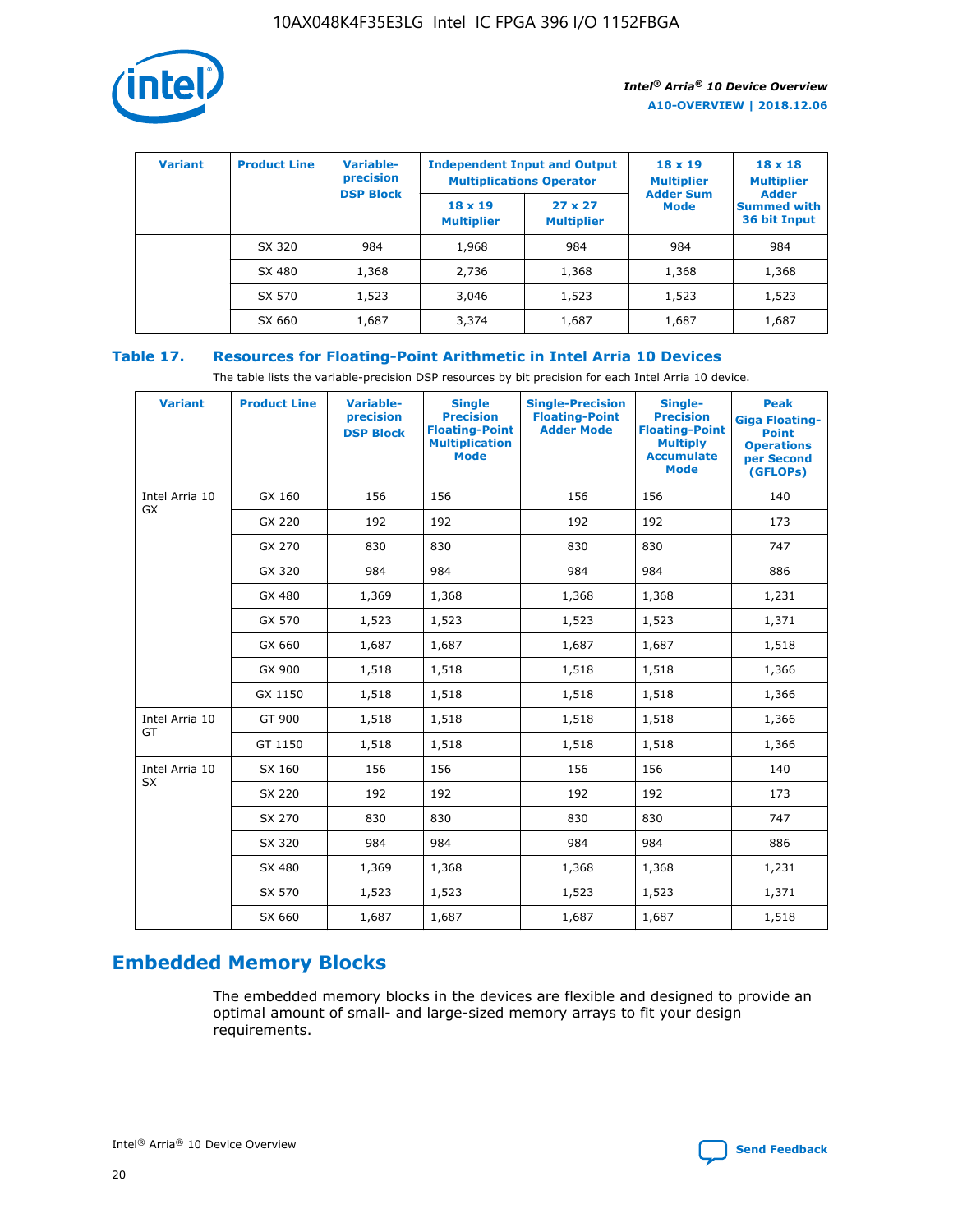| Variant | Product Line | Variable-precision DSP Block | Independent Input and Output Multiplications Operator | | 18 x 19 Multiplier Adder Sum Mode | 18 x 18 Multiplier Adder Summed with 36 bit Input |
|---|---|---|---|---|---|---|
| | | | 18 x 19 Multiplier | 27 x 27 Multiplier | | |
| | SX 320 | 984 | 1,968 | 984 | 984 | 984 |
| | SX 480 | 1,368 | 2,736 | 1,368 | 1,368 | 1,368 |
| | SX 570 | 1,523 | 3,046 | 1,523 | 1,523 | 1,523 |
| | SX 660 | 1,687 | 3,374 | 1,687 | 1,687 | 1,687 |

## Table 17. Resources for Floating-Point Arithmetic in Intel Arria 10 Devices

The table lists the variable-precision DSP resources by bit precision for each Intel Arria 10 device.

| Variant | Product Line | Variable-precision DSP Block | Single Precision Floating-Point Multiplication Mode | Single-Precision Floating-Point Adder Mode | Single-Precision Floating-Point Multiply Accumulate Mode | Peak Giga Floating-Point Operations per Second (GFLOPs) |
|---|---|---|---|---|---|---|
| Intel Arria 10 GX | GX 160 | 156 | 156 | 156 | 156 | 140 |
| | GX 220 | 192 | 192 | 192 | 192 | 173 |
| | GX 270 | 830 | 830 | 830 | 830 | 747 |
| | GX 320 | 984 | 984 | 984 | 984 | 886 |
| | GX 480 | 1,369 | 1,368 | 1,368 | 1,368 | 1,231 |
| | GX 570 | 1,523 | 1,523 | 1,523 | 1,523 | 1,371 |
| | GX 660 | 1,687 | 1,687 | 1,687 | 1,687 | 1,518 |
| | GX 900 | 1,518 | 1,518 | 1,518 | 1,518 | 1,366 |
| | GX 1150 | 1,518 | 1,518 | 1,518 | 1,518 | 1,366 |
| Intel Arria 10 GT | GT 900 | 1,518 | 1,518 | 1,518 | 1,518 | 1,366 |
| | GT 1150 | 1,518 | 1,518 | 1,518 | 1,518 | 1,366 |
| Intel Arria 10 SX | SX 160 | 156 | 156 | 156 | 156 | 140 |
| | SX 220 | 192 | 192 | 192 | 192 | 173 |
| | SX 270 | 830 | 830 | 830 | 830 | 747 |
| | SX 320 | 984 | 984 | 984 | 984 | 886 |
| | SX 480 | 1,369 | 1,368 | 1,368 | 1,368 | 1,231 |
| | SX 570 | 1,523 | 1,523 | 1,523 | 1,523 | 1,371 |
| | SX 660 | 1,687 | 1,687 | 1,687 | 1,687 | 1,518 |

# Embedded Memory Blocks

The embedded memory blocks in the devices are flexible and designed to provide an optimal amount of small- and large-sized memory arrays to fit your design requirements.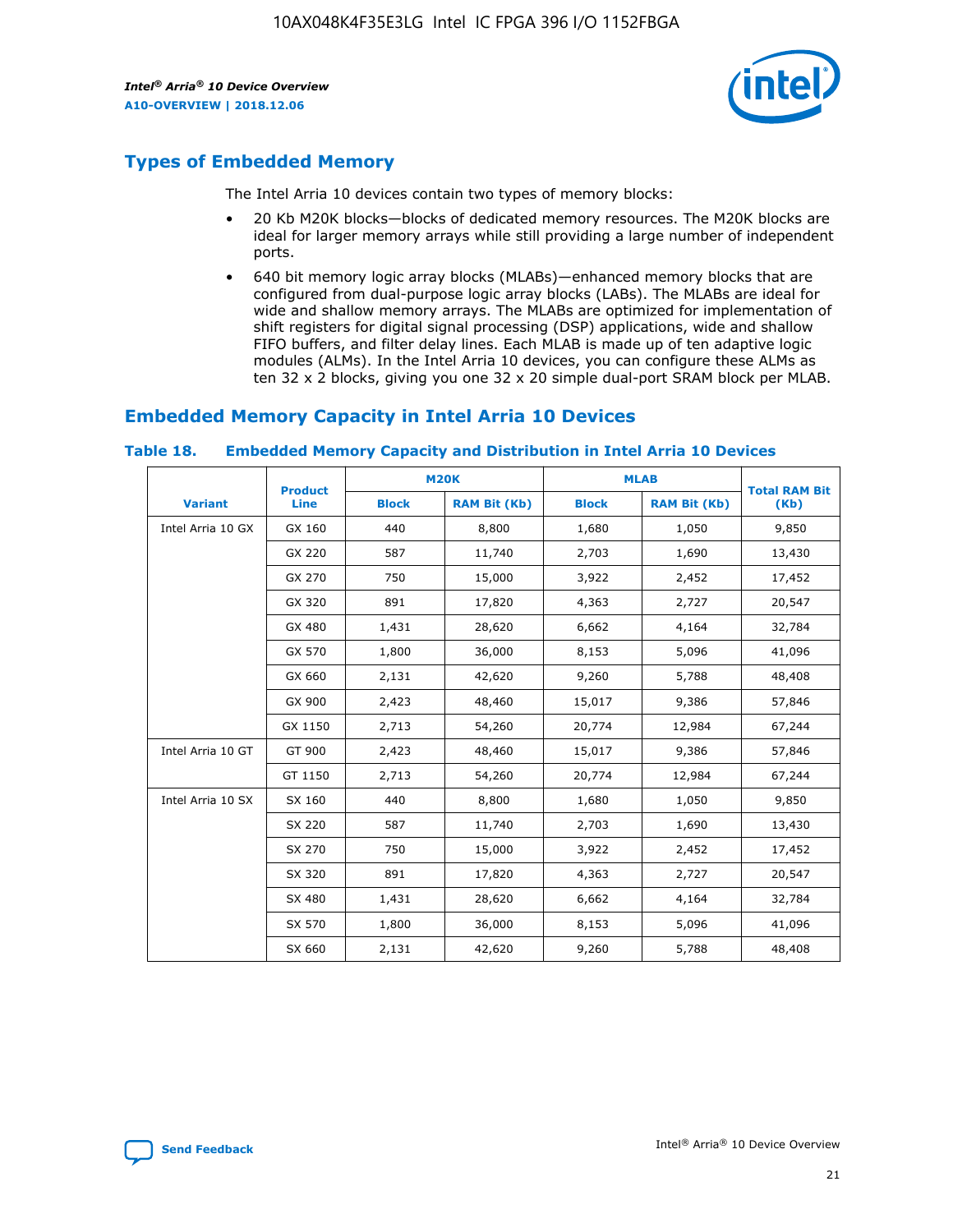## Types of Embedded Memory

The Intel Arria 10 devices contain two types of memory blocks:

- 20 Kb M20K blocks—blocks of dedicated memory resources. The M20K blocks are ideal for larger memory arrays while still providing a large number of independent ports.
- 640 bit memory logic array blocks (MLABs)—enhanced memory blocks that are configured from dual-purpose logic array blocks (LABs). The MLABs are ideal for wide and shallow memory arrays. The MLABs are optimized for implementation of shift registers for digital signal processing (DSP) applications, wide and shallow FIFO buffers, and filter delay lines. Each MLAB is made up of ten adaptive logic modules (ALMs). In the Intel Arria 10 devices, you can configure these ALMs as ten 32 x 2 blocks, giving you one 32 x 20 simple dual-port SRAM block per MLAB.

## Embedded Memory Capacity in Intel Arria 10 Devices

**Table 18. Embedded Memory Capacity and Distribution in Intel Arria 10 Devices**

| Variant | Product Line | M20K | | MLAB | | Total RAM Bit (Kb) |
|---|---|---|---|---|---|---|
| | | Block | RAM Bit (Kb) | Block | RAM Bit (Kb) | |
| Intel Arria 10 GX | GX 160 | 440 | 8,800 | 1,680 | 1,050 | 9,850 |
| | GX 220 | 587 | 11,740 | 2,703 | 1,690 | 13,430 |
| | GX 270 | 750 | 15,000 | 3,922 | 2,452 | 17,452 |
| | GX 320 | 891 | 17,820 | 4,363 | 2,727 | 20,547 |
| | GX 480 | 1,431 | 28,620 | 6,662 | 4,164 | 32,784 |
| | GX 570 | 1,800 | 36,000 | 8,153 | 5,096 | 41,096 |
| | GX 660 | 2,131 | 42,620 | 9,260 | 5,788 | 48,408 |
| | GX 900 | 2,423 | 48,460 | 15,017 | 9,386 | 57,846 |
| | GX 1150 | 2,713 | 54,260 | 20,774 | 12,984 | 67,244 |
| Intel Arria 10 GT | GT 900 | 2,423 | 48,460 | 15,017 | 9,386 | 57,846 |
| | GT 1150 | 2,713 | 54,260 | 20,774 | 12,984 | 67,244 |
| Intel Arria 10 SX | SX 160 | 440 | 8,800 | 1,680 | 1,050 | 9,850 |
| | SX 220 | 587 | 11,740 | 2,703 | 1,690 | 13,430 |
| | SX 270 | 750 | 15,000 | 3,922 | 2,452 | 17,452 |
| | SX 320 | 891 | 17,820 | 4,363 | 2,727 | 20,547 |
| | SX 480 | 1,431 | 28,620 | 6,662 | 4,164 | 32,784 |
| | SX 570 | 1,800 | 36,000 | 8,153 | 5,096 | 41,096 |
| | SX 660 | 2,131 | 42,620 | 9,260 | 5,788 | 48,408 |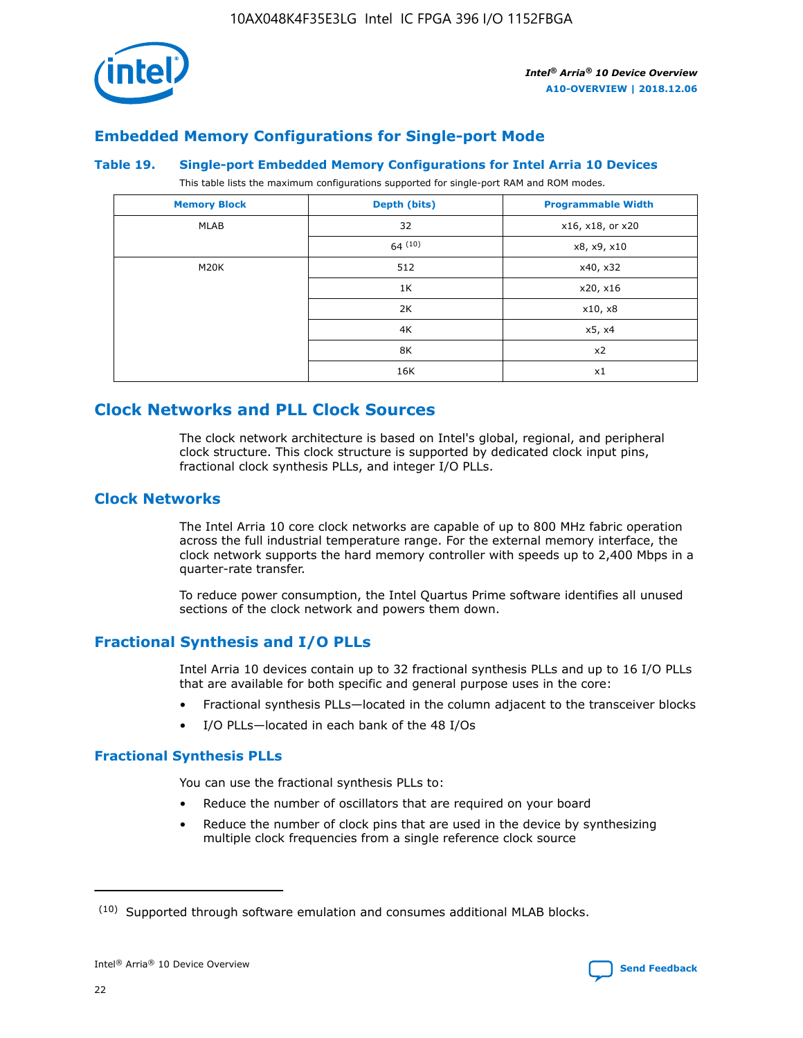## Embedded Memory Configurations for Single-port Mode

**Table 19. Single-port Embedded Memory Configurations for Intel Arria 10 Devices**

This table lists the maximum configurations supported for single-port RAM and ROM modes.

| Memory Block | Depth (bits) | Programmable Width |
|---|---|---|
| MLAB | 32 | x16, x18, or x20 |
| | 64 [10] | x8, x9, x10 |
| M20K | 512 | x40, x32 |
| | 1K | x20, x16 |
| | 2K | x10, x8 |
| | 4K | x5, x4 |
| | 8K | x2 |
| | 16K | x1 |

# Clock Networks and PLL Clock Sources

The clock network architecture is based on Intel's global, regional, and peripheral clock structure. This clock structure is supported by dedicated clock input pins, fractional clock synthesis PLLs, and integer I/O PLLs.

## Clock Networks

The Intel Arria 10 core clock networks are capable of up to 800 MHz fabric operation across the full industrial temperature range. For the external memory interface, the clock network supports the hard memory controller with speeds up to 2,400 Mbps in a quarter-rate transfer.

To reduce power consumption, the Intel Quartus Prime software identifies all unused sections of the clock network and powers them down.

## Fractional Synthesis and I/O PLLs

Intel Arria 10 devices contain up to 32 fractional synthesis PLLs and up to 16 I/O PLLs that are available for both specific and general purpose uses in the core:

- Fractional synthesis PLLs—located in the column adjacent to the transceiver blocks
- I/O PLLs—located in each bank of the 48 I/Os

### Fractional Synthesis PLLs

You can use the fractional synthesis PLLs to:

- Reduce the number of oscillators that are required on your board
- Reduce the number of clock pins that are used in the device by synthesizing multiple clock frequencies from a single reference clock source

---

(10) Supported through software emulation and consumes additional MLAB blocks.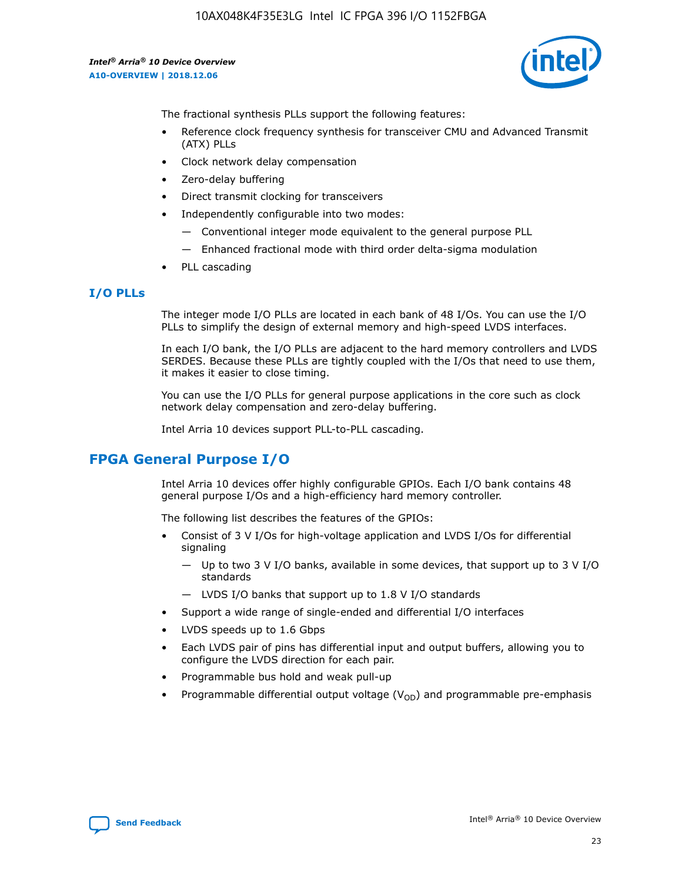The fractional synthesis PLLs support the following features:

- Reference clock frequency synthesis for transceiver CMU and Advanced Transmit (ATX) PLLs
- Clock network delay compensation
- Zero-delay buffering
- Direct transmit clocking for transceivers
- Independently configurable into two modes:
  - Conventional integer mode equivalent to the general purpose PLL
  - Enhanced fractional mode with third order delta-sigma modulation
- PLL cascading

### I/O PLLs

The integer mode I/O PLLs are located in each bank of 48 I/Os. You can use the I/O PLLs to simplify the design of external memory and high-speed LVDS interfaces.

In each I/O bank, the I/O PLLs are adjacent to the hard memory controllers and LVDS SERDES. Because these PLLs are tightly coupled with the I/Os that need to use them, it makes it easier to close timing.

You can use the I/O PLLs for general purpose applications in the core such as clock network delay compensation and zero-delay buffering.

Intel Arria 10 devices support PLL-to-PLL cascading.

## FPGA General Purpose I/O

Intel Arria 10 devices offer highly configurable GPIOs. Each I/O bank contains 48 general purpose I/Os and a high-efficiency hard memory controller.

The following list describes the features of the GPIOs:

- Consist of 3 V I/Os for high-voltage application and LVDS I/Os for differential signaling
  - Up to two 3 V I/O banks, available in some devices, that support up to 3 V I/O standards
  - LVDS I/O banks that support up to 1.8 V I/O standards
- Support a wide range of single-ended and differential I/O interfaces
- LVDS speeds up to 1.6 Gbps
- Each LVDS pair of pins has differential input and output buffers, allowing you to configure the LVDS direction for each pair.
- Programmable bus hold and weak pull-up
- Programmable differential output voltage ($V_{OD}$) and programmable pre-emphasis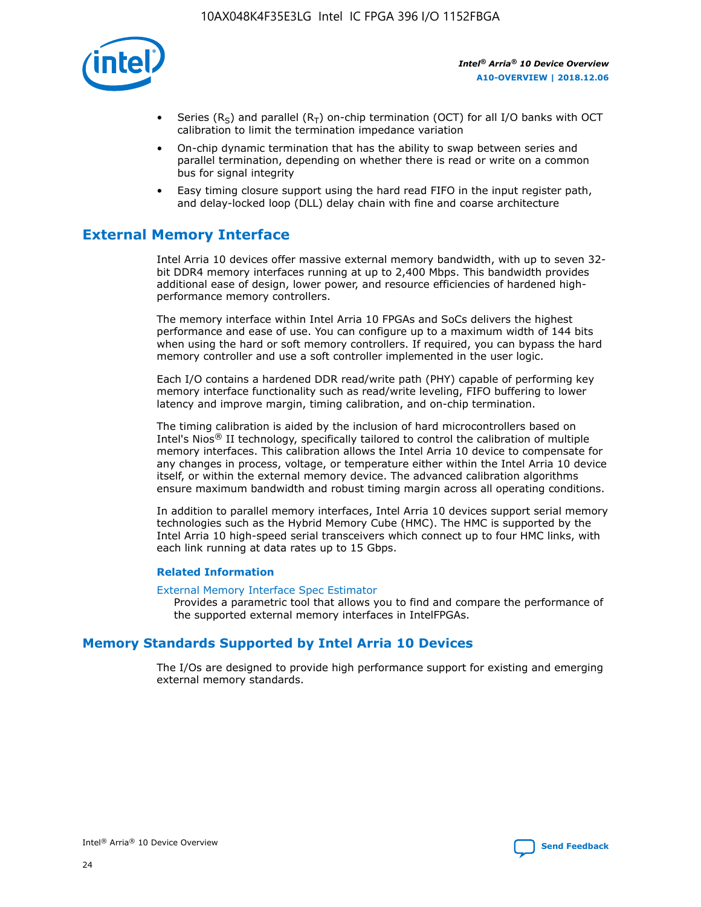- Series ($R_S$) and parallel ($R_T$) on-chip termination (OCT) for all I/O banks with OCT calibration to limit the termination impedance variation
- On-chip dynamic termination that has the ability to swap between series and parallel termination, depending on whether there is read or write on a common bus for signal integrity
- Easy timing closure support using the hard read FIFO in the input register path, and delay-locked loop (DLL) delay chain with fine and coarse architecture

## External Memory Interface

Intel Arria 10 devices offer massive external memory bandwidth, with up to seven 32-bit DDR4 memory interfaces running at up to 2,400 Mbps. This bandwidth provides additional ease of design, lower power, and resource efficiencies of hardened high-performance memory controllers.

The memory interface within Intel Arria 10 FPGAs and SoCs delivers the highest performance and ease of use. You can configure up to a maximum width of 144 bits when using the hard or soft memory controllers. If required, you can bypass the hard memory controller and use a soft controller implemented in the user logic.

Each I/O contains a hardened DDR read/write path (PHY) capable of performing key memory interface functionality such as read/write leveling, FIFO buffering to lower latency and improve margin, timing calibration, and on-chip termination.

The timing calibration is aided by the inclusion of hard microcontrollers based on Intel's Nios® II technology, specifically tailored to control the calibration of multiple memory interfaces. This calibration allows the Intel Arria 10 device to compensate for any changes in process, voltage, or temperature either within the Intel Arria 10 device itself, or within the external memory device. The advanced calibration algorithms ensure maximum bandwidth and robust timing margin across all operating conditions.

In addition to parallel memory interfaces, Intel Arria 10 devices support serial memory technologies such as the Hybrid Memory Cube (HMC). The HMC is supported by the Intel Arria 10 high-speed serial transceivers which connect up to four HMC links, with each link running at data rates up to 15 Gbps.

### Related Information

External Memory Interface Spec Estimator
Provides a parametric tool that allows you to find and compare the performance of the supported external memory interfaces in IntelFPGAs.

## Memory Standards Supported by Intel Arria 10 Devices

The I/Os are designed to provide high performance support for existing and emerging external memory standards.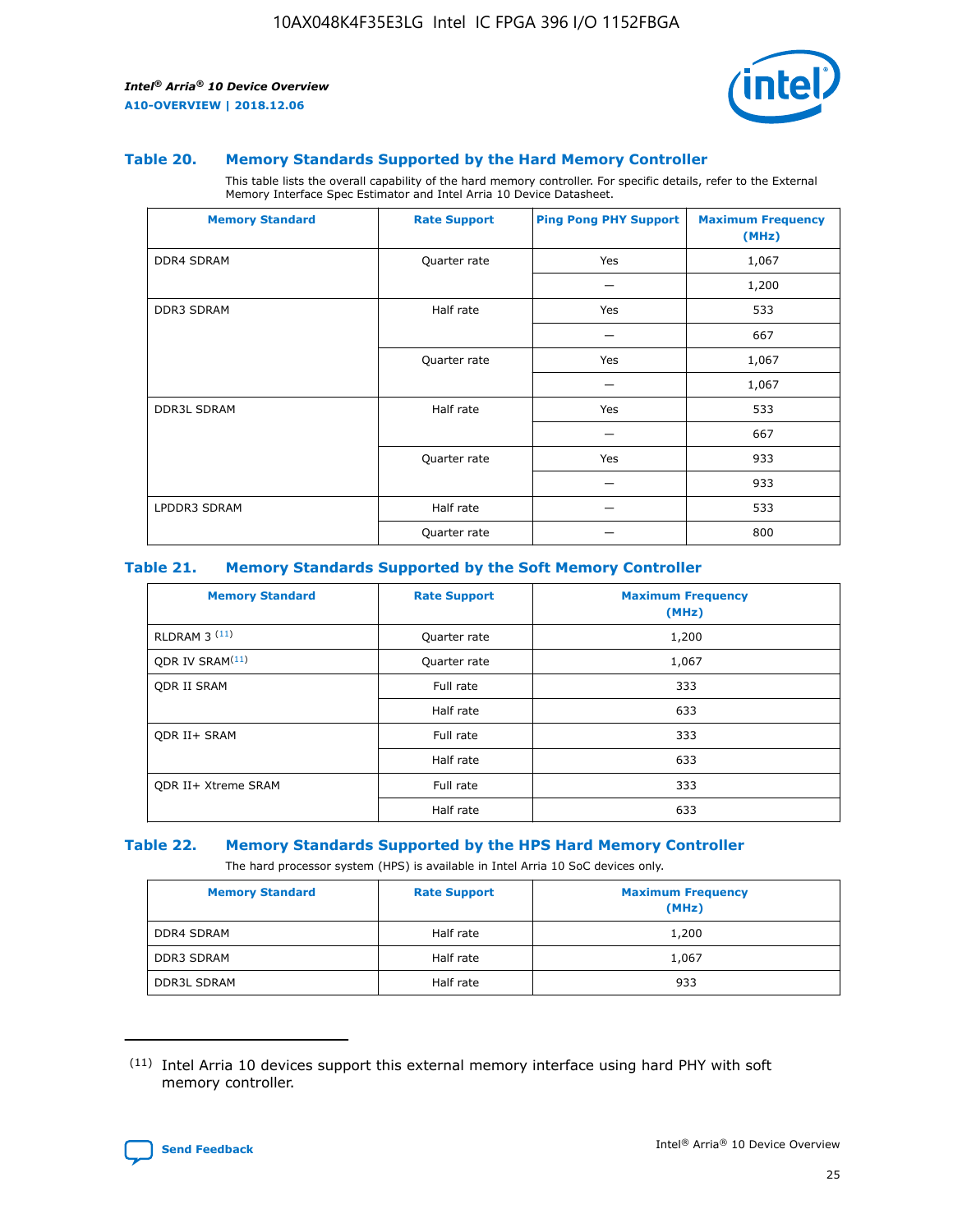### Table 20. Memory Standards Supported by the Hard Memory Controller

This table lists the overall capability of the hard memory controller. For specific details, refer to the External Memory Interface Spec Estimator and Intel Arria 10 Device Datasheet.

| Memory Standard | Rate Support | Ping Pong PHY Support | Maximum Frequency (MHz) |
|---|---|---|---|
| DDR4 SDRAM | Quarter rate | Yes | 1,067 |
| | | — | 1,200 |
| DDR3 SDRAM | Half rate | Yes | 533 |
| | | — | 667 |
| | Quarter rate | Yes | 1,067 |
| | | — | 1,067 |
| DDR3L SDRAM | Half rate | Yes | 533 |
| | | — | 667 |
| | Quarter rate | Yes | 933 |
| | | — | 933 |
| LPDDR3 SDRAM | Half rate | — | 533 |
| | Quarter rate | — | 800 |

### Table 21. Memory Standards Supported by the Soft Memory Controller

| Memory Standard | Rate Support | Maximum Frequency (MHz) |
|---|---|---|
| RLDRAM 3 [11] | Quarter rate | 1,200 |
| QDR IV SRAM[11] | Quarter rate | 1,067 |
| QDR II SRAM | Full rate | 333 |
| | Half rate | 633 |
| QDR II+ SRAM | Full rate | 333 |
| | Half rate | 633 |
| QDR II+ Xtreme SRAM | Full rate | 333 |
| | Half rate | 633 |

### Table 22. Memory Standards Supported by the HPS Hard Memory Controller

The hard processor system (HPS) is available in Intel Arria 10 SoC devices only.

| Memory Standard | Rate Support | Maximum Frequency (MHz) |
|---|---|---|
| DDR4 SDRAM | Half rate | 1,200 |
| DDR3 SDRAM | Half rate | 1,067 |
| DDR3L SDRAM | Half rate | 933 |

(11) Intel Arria 10 devices support this external memory interface using hard PHY with soft memory controller.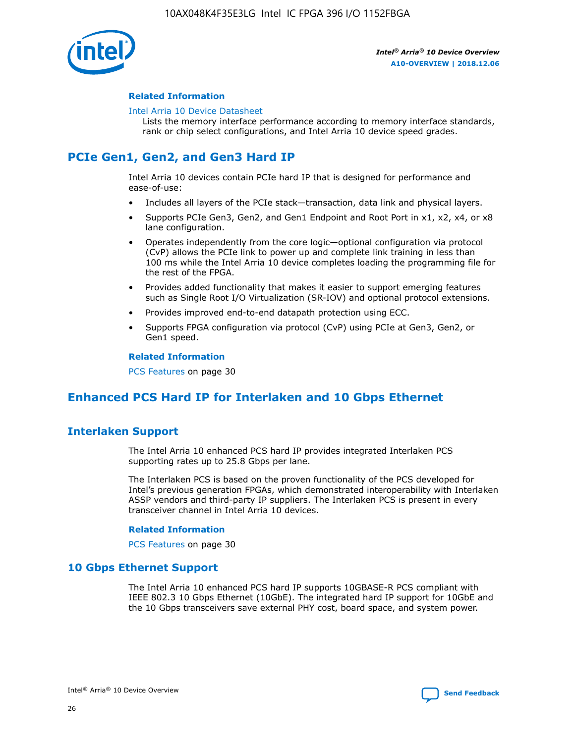#### Related Information

Intel Arria 10 Device Datasheet
Lists the memory interface performance according to memory interface standards, rank or chip select configurations, and Intel Arria 10 device speed grades.

## PCIe Gen1, Gen2, and Gen3 Hard IP

Intel Arria 10 devices contain PCIe hard IP that is designed for performance and ease-of-use:

- Includes all layers of the PCIe stack—transaction, data link and physical layers.
- Supports PCIe Gen3, Gen2, and Gen1 Endpoint and Root Port in x1, x2, x4, or x8 lane configuration.
- Operates independently from the core logic—optional configuration via protocol (CvP) allows the PCIe link to power up and complete link training in less than 100 ms while the Intel Arria 10 device completes loading the programming file for the rest of the FPGA.
- Provides added functionality that makes it easier to support emerging features such as Single Root I/O Virtualization (SR-IOV) and optional protocol extensions.
- Provides improved end-to-end datapath protection using ECC.
- Supports FPGA configuration via protocol (CvP) using PCIe at Gen3, Gen2, or Gen1 speed.

#### Related Information

PCS Features on page 30

## Enhanced PCS Hard IP for Interlaken and 10 Gbps Ethernet

### Interlaken Support

The Intel Arria 10 enhanced PCS hard IP provides integrated Interlaken PCS supporting rates up to 25.8 Gbps per lane.

The Interlaken PCS is based on the proven functionality of the PCS developed for Intel's previous generation FPGAs, which demonstrated interoperability with Interlaken ASSP vendors and third-party IP suppliers. The Interlaken PCS is present in every transceiver channel in Intel Arria 10 devices.

#### Related Information

PCS Features on page 30

### 10 Gbps Ethernet Support

The Intel Arria 10 enhanced PCS hard IP supports 10GBASE-R PCS compliant with IEEE 802.3 10 Gbps Ethernet (10GbE). The integrated hard IP support for 10GbE and the 10 Gbps transceivers save external PHY cost, board space, and system power.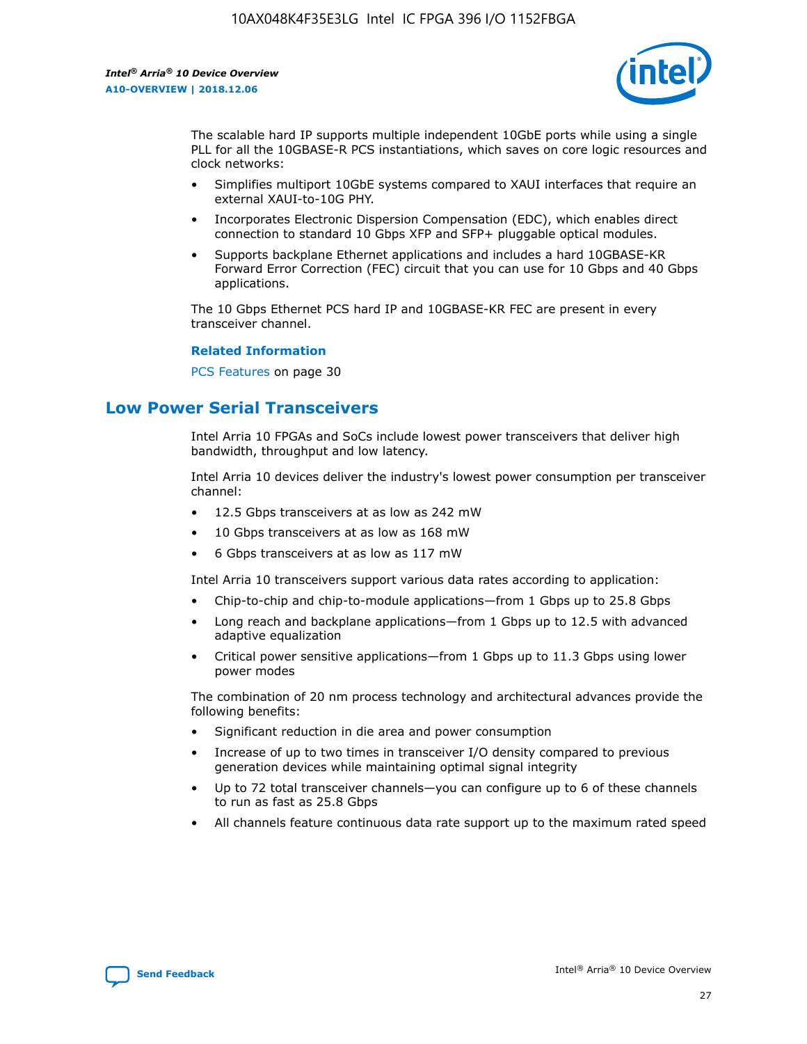The scalable hard IP supports multiple independent 10GbE ports while using a single PLL for all the 10GBASE-R PCS instantiations, which saves on core logic resources and clock networks:

- Simplifies multiport 10GbE systems compared to XAUI interfaces that require an external XAUI-to-10G PHY.
- Incorporates Electronic Dispersion Compensation (EDC), which enables direct connection to standard 10 Gbps XFP and SFP+ pluggable optical modules.
- Supports backplane Ethernet applications and includes a hard 10GBASE-KR Forward Error Correction (FEC) circuit that you can use for 10 Gbps and 40 Gbps applications.

The 10 Gbps Ethernet PCS hard IP and 10GBASE-KR FEC are present in every transceiver channel.

**Related Information**

PCS Features on page 30

## Low Power Serial Transceivers

Intel Arria 10 FPGAs and SoCs include lowest power transceivers that deliver high bandwidth, throughput and low latency.

Intel Arria 10 devices deliver the industry's lowest power consumption per transceiver channel:

- 12.5 Gbps transceivers at as low as 242 mW
- 10 Gbps transceivers at as low as 168 mW
- 6 Gbps transceivers at as low as 117 mW

Intel Arria 10 transceivers support various data rates according to application:

- Chip-to-chip and chip-to-module applications—from 1 Gbps up to 25.8 Gbps
- Long reach and backplane applications—from 1 Gbps up to 12.5 with advanced adaptive equalization
- Critical power sensitive applications—from 1 Gbps up to 11.3 Gbps using lower power modes

The combination of 20 nm process technology and architectural advances provide the following benefits:

- Significant reduction in die area and power consumption
- Increase of up to two times in transceiver I/O density compared to previous generation devices while maintaining optimal signal integrity
- Up to 72 total transceiver channels—you can configure up to 6 of these channels to run as fast as 25.8 Gbps
- All channels feature continuous data rate support up to the maximum rated speed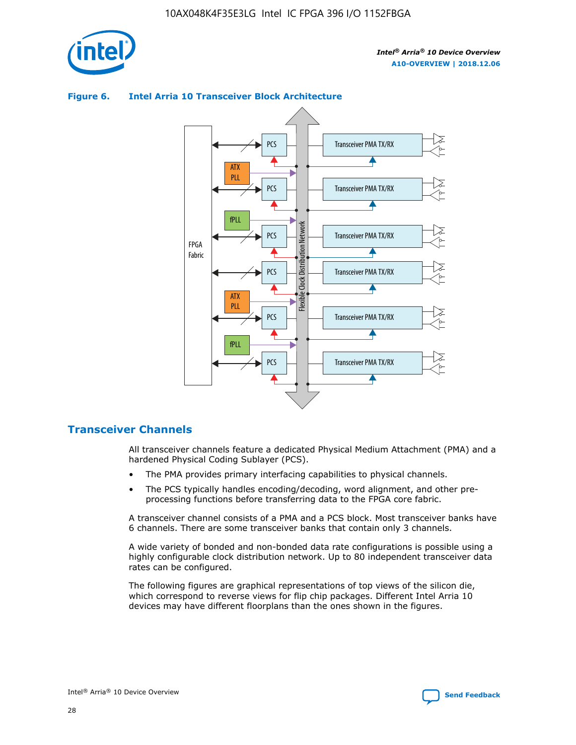**Figure 6. Intel Arria 10 Transceiver Block Architecture**

## Transceiver Channels

All transceiver channels feature a dedicated Physical Medium Attachment (PMA) and a hardened Physical Coding Sublayer (PCS).

- The PMA provides primary interfacing capabilities to physical channels.
- The PCS typically handles encoding/decoding, word alignment, and other pre-processing functions before transferring data to the FPGA core fabric.

A transceiver channel consists of a PMA and a PCS block. Most transceiver banks have 6 channels. There are some transceiver banks that contain only 3 channels.

A wide variety of bonded and non-bonded data rate configurations is possible using a highly configurable clock distribution network. Up to 80 independent transceiver data rates can be configured.

The following figures are graphical representations of top views of the silicon die, which correspond to reverse views for flip chip packages. Different Intel Arria 10 devices may have different floorplans than the ones shown in the figures.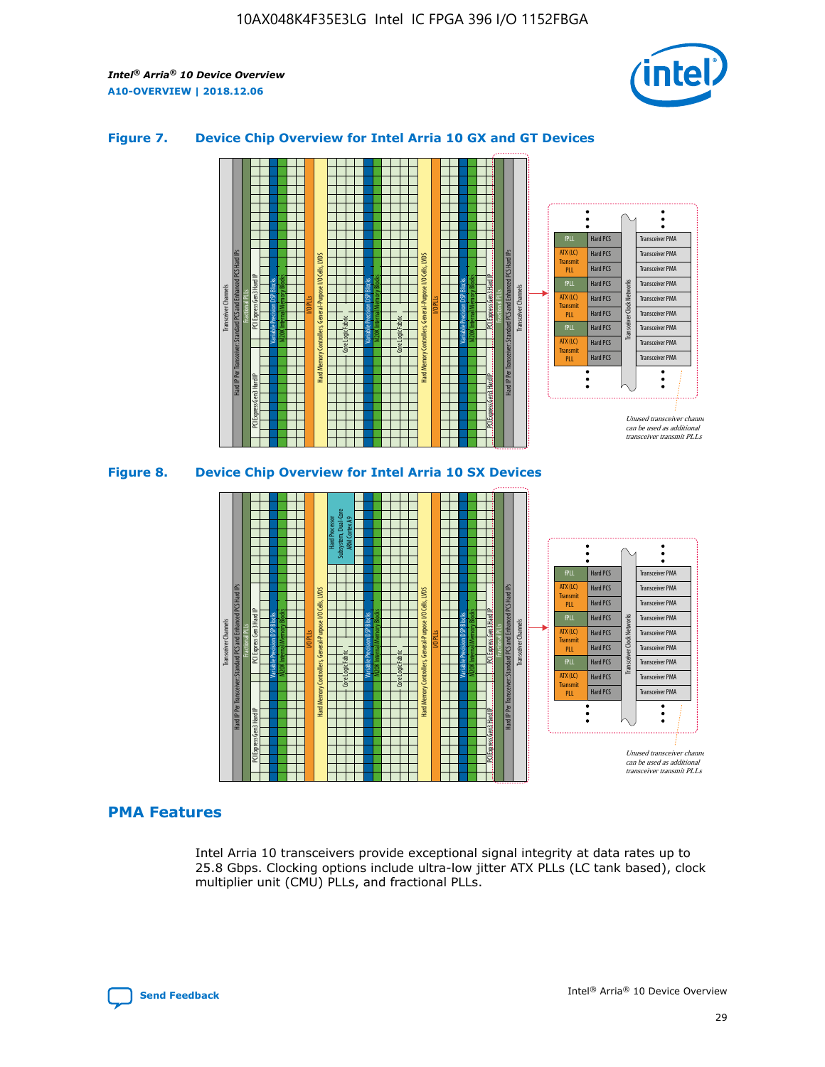### Figure 7. Device Chip Overview for Intel Arria 10 GX and GT Devices

### Figure 8. Device Chip Overview for Intel Arria 10 SX Devices

## PMA Features

Intel Arria 10 transceivers provide exceptional signal integrity at data rates up to 25.8 Gbps. Clocking options include ultra-low jitter ATX PLLs (LC tank based), clock multiplier unit (CMU) PLLs, and fractional PLLs.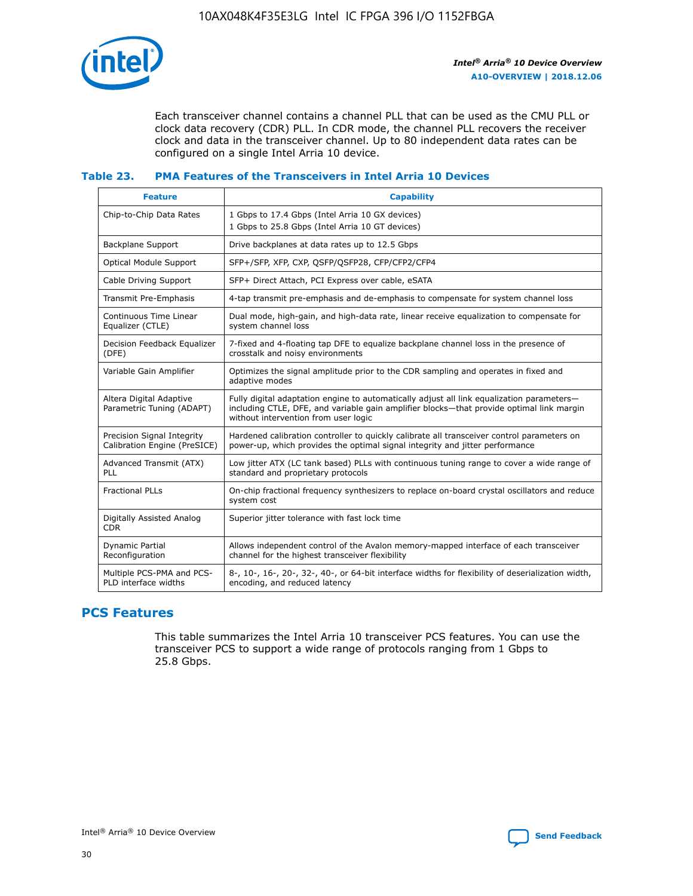Each transceiver channel contains a channel PLL that can be used as the CMU PLL or clock data recovery (CDR) PLL. In CDR mode, the channel PLL recovers the receiver clock and data in the transceiver channel. Up to 80 independent data rates can be configured on a single Intel Arria 10 device.

**Table 23. PMA Features of the Transceivers in Intel Arria 10 Devices**

| Feature | Capability |
| --- | --- |
| Chip-to-Chip Data Rates | 1 Gbps to 17.4 Gbps (Intel Arria 10 GX devices)<br>1 Gbps to 25.8 Gbps (Intel Arria 10 GT devices) |
| Backplane Support | Drive backplanes at data rates up to 12.5 Gbps |
| Optical Module Support | SFP+/SFP, XFP, CXP, QSFP/QSFP28, CFP/CFP2/CFP4 |
| Cable Driving Support | SFP+ Direct Attach, PCI Express over cable, eSATA |
| Transmit Pre-Emphasis | 4-tap transmit pre-emphasis and de-emphasis to compensate for system channel loss |
| Continuous Time Linear Equalizer (CTLE) | Dual mode, high-gain, and high-data rate, linear receive equalization to compensate for system channel loss |
| Decision Feedback Equalizer (DFE) | 7-fixed and 4-floating tap DFE to equalize backplane channel loss in the presence of crosstalk and noisy environments |
| Variable Gain Amplifier | Optimizes the signal amplitude prior to the CDR sampling and operates in fixed and adaptive modes |
| Altera Digital Adaptive Parametric Tuning (ADAPT) | Fully digital adaptation engine to automatically adjust all link equalization parameters—including CTLE, DFE, and variable gain amplifier blocks—that provide optimal link margin without intervention from user logic |
| Precision Signal Integrity Calibration Engine (PreSICE) | Hardened calibration controller to quickly calibrate all transceiver control parameters on power-up, which provides the optimal signal integrity and jitter performance |
| Advanced Transmit (ATX) PLL | Low jitter ATX (LC tank based) PLLs with continuous tuning range to cover a wide range of standard and proprietary protocols |
| Fractional PLLs | On-chip fractional frequency synthesizers to replace on-board crystal oscillators and reduce system cost |
| Digitally Assisted Analog CDR | Superior jitter tolerance with fast lock time |
| Dynamic Partial Reconfiguration | Allows independent control of the Avalon memory-mapped interface of each transceiver channel for the highest transceiver flexibility |
| Multiple PCS-PMA and PCS-PLD interface widths | 8-, 10-, 16-, 20-, 32-, 40-, or 64-bit interface widths for flexibility of deserialization width, encoding, and reduced latency |

## PCS Features

This table summarizes the Intel Arria 10 transceiver PCS features. You can use the transceiver PCS to support a wide range of protocols ranging from 1 Gbps to 25.8 Gbps.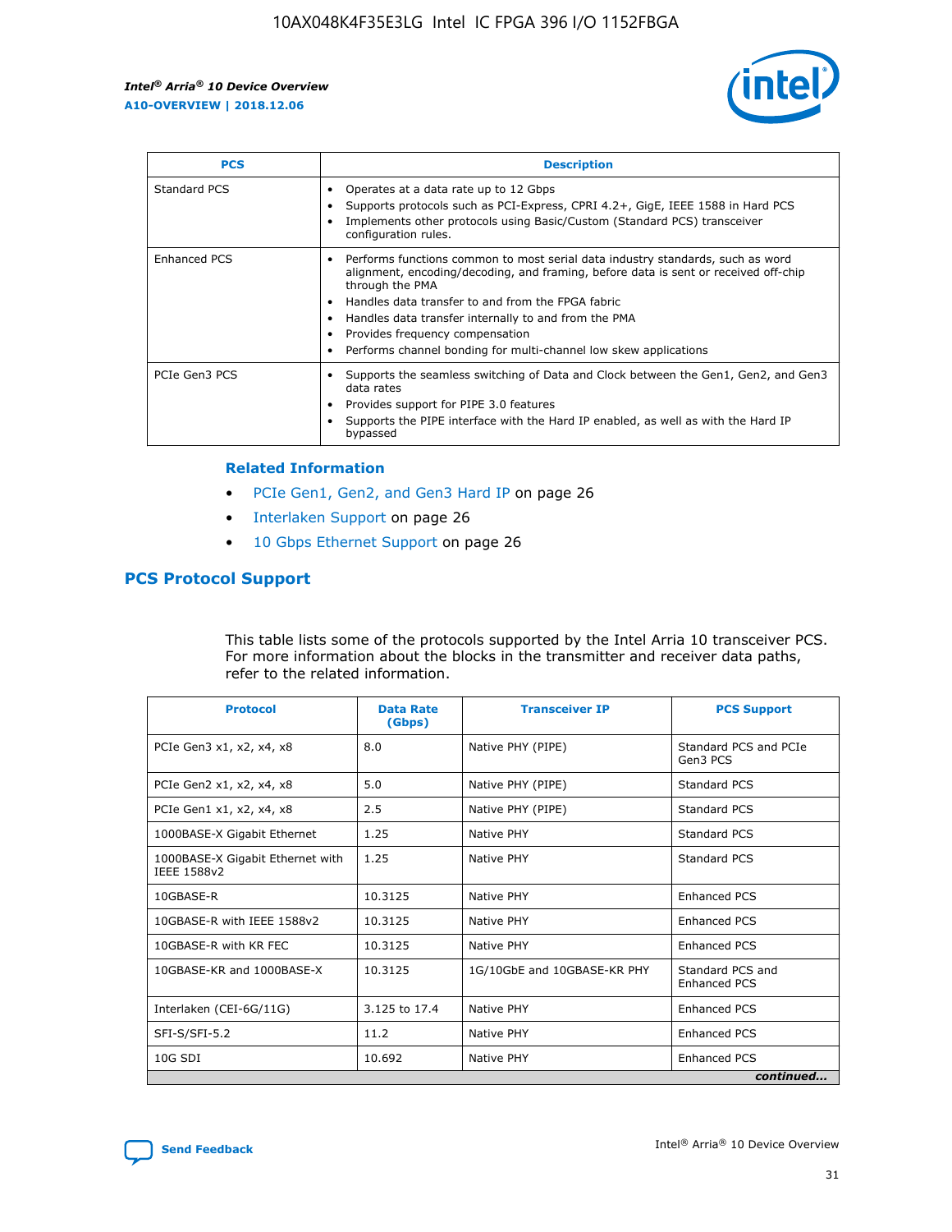| PCS | Description |
| --- | --- |
| Standard PCS | • Operates at a data rate up to 12 Gbps<br>• Supports protocols such as PCI-Express, CPRI 4.2+, GigE, IEEE 1588 in Hard PCS<br>• Implements other protocols using Basic/Custom (Standard PCS) transceiver configuration rules. |
| Enhanced PCS | • Performs functions common to most serial data industry standards, such as word alignment, encoding/decoding, and framing, before data is sent or received off-chip through the PMA<br>• Handles data transfer to and from the FPGA fabric<br>• Handles data transfer internally to and from the PMA<br>• Provides frequency compensation<br>• Performs channel bonding for multi-channel low skew applications |
| PCIe Gen3 PCS | • Supports the seamless switching of Data and Clock between the Gen1, Gen2, and Gen3 data rates<br>• Provides support for PIPE 3.0 features<br>• Supports the PIPE interface with the Hard IP enabled, as well as with the Hard IP bypassed |

### Related Information

- PCIe Gen1, Gen2, and Gen3 Hard IP on page 26
- Interlaken Support on page 26
- 10 Gbps Ethernet Support on page 26

## PCS Protocol Support

This table lists some of the protocols supported by the Intel Arria 10 transceiver PCS. For more information about the blocks in the transmitter and receiver data paths, refer to the related information.

| Protocol | Data Rate (Gbps) | Transceiver IP | PCS Support |
| --- | --- | --- | --- |
| PCIe Gen3 x1, x2, x4, x8 | 8.0 | Native PHY (PIPE) | Standard PCS and PCIe Gen3 PCS |
| PCIe Gen2 x1, x2, x4, x8 | 5.0 | Native PHY (PIPE) | Standard PCS |
| PCIe Gen1 x1, x2, x4, x8 | 2.5 | Native PHY (PIPE) | Standard PCS |
| 1000BASE-X Gigabit Ethernet | 1.25 | Native PHY | Standard PCS |
| 1000BASE-X Gigabit Ethernet with IEEE 1588v2 | 1.25 | Native PHY | Standard PCS |
| 10GBASE-R | 10.3125 | Native PHY | Enhanced PCS |
| 10GBASE-R with IEEE 1588v2 | 10.3125 | Native PHY | Enhanced PCS |
| 10GBASE-R with KR FEC | 10.3125 | Native PHY | Enhanced PCS |
| 10GBASE-KR and 1000BASE-X | 10.3125 | 1G/10GbE and 10GBASE-KR PHY | Standard PCS and Enhanced PCS |
| Interlaken (CEI-6G/11G) | 3.125 to 17.4 | Native PHY | Enhanced PCS |
| SFI-S/SFI-5.2 | 11.2 | Native PHY | Enhanced PCS |
| 10G SDI | 10.692 | Native PHY | Enhanced PCS |

*continued...*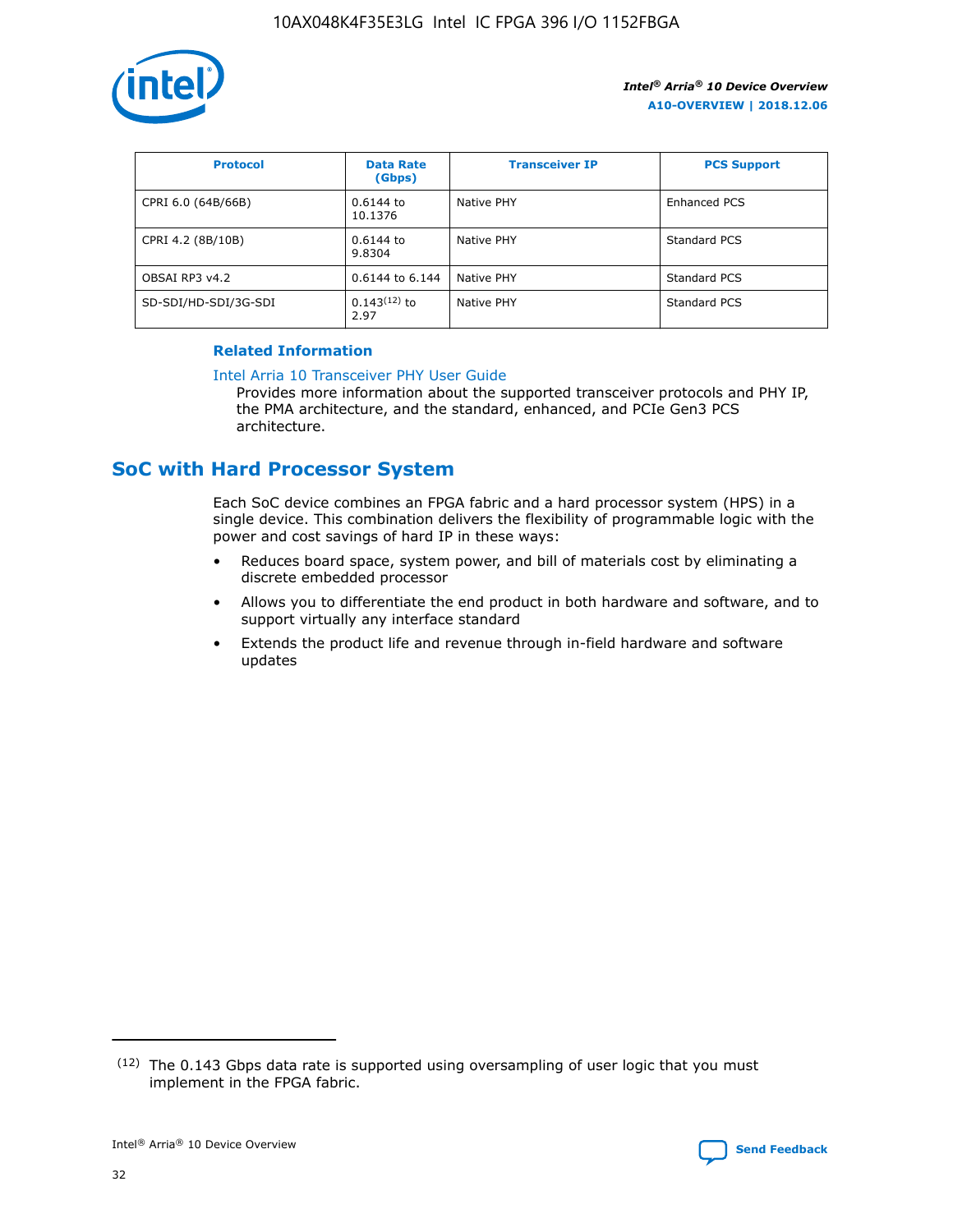| Protocol | Data Rate (Gbps) | Transceiver IP | PCS Support |
| --- | --- | --- | --- |
| CPRI 6.0 (64B/66B) | 0.6144 to 10.1376 | Native PHY | Enhanced PCS |
| CPRI 4.2 (8B/10B) | 0.6144 to 9.8304 | Native PHY | Standard PCS |
| OBSAI RP3 v4.2 | 0.6144 to 6.144 | Native PHY | Standard PCS |
| SD-SDI/HD-SDI/3G-SDI | 0.143[12] to 2.97 | Native PHY | Standard PCS |

**Related Information**

Intel Arria 10 Transceiver PHY User Guide
Provides more information about the supported transceiver protocols and PHY IP, the PMA architecture, and the standard, enhanced, and PCIe Gen3 PCS architecture.

## SoC with Hard Processor System

Each SoC device combines an FPGA fabric and a hard processor system (HPS) in a single device. This combination delivers the flexibility of programmable logic with the power and cost savings of hard IP in these ways:

- Reduces board space, system power, and bill of materials cost by eliminating a discrete embedded processor
- Allows you to differentiate the end product in both hardware and software, and to support virtually any interface standard
- Extends the product life and revenue through in-field hardware and software updates

(12) The 0.143 Gbps data rate is supported using oversampling of user logic that you must implement in the FPGA fabric.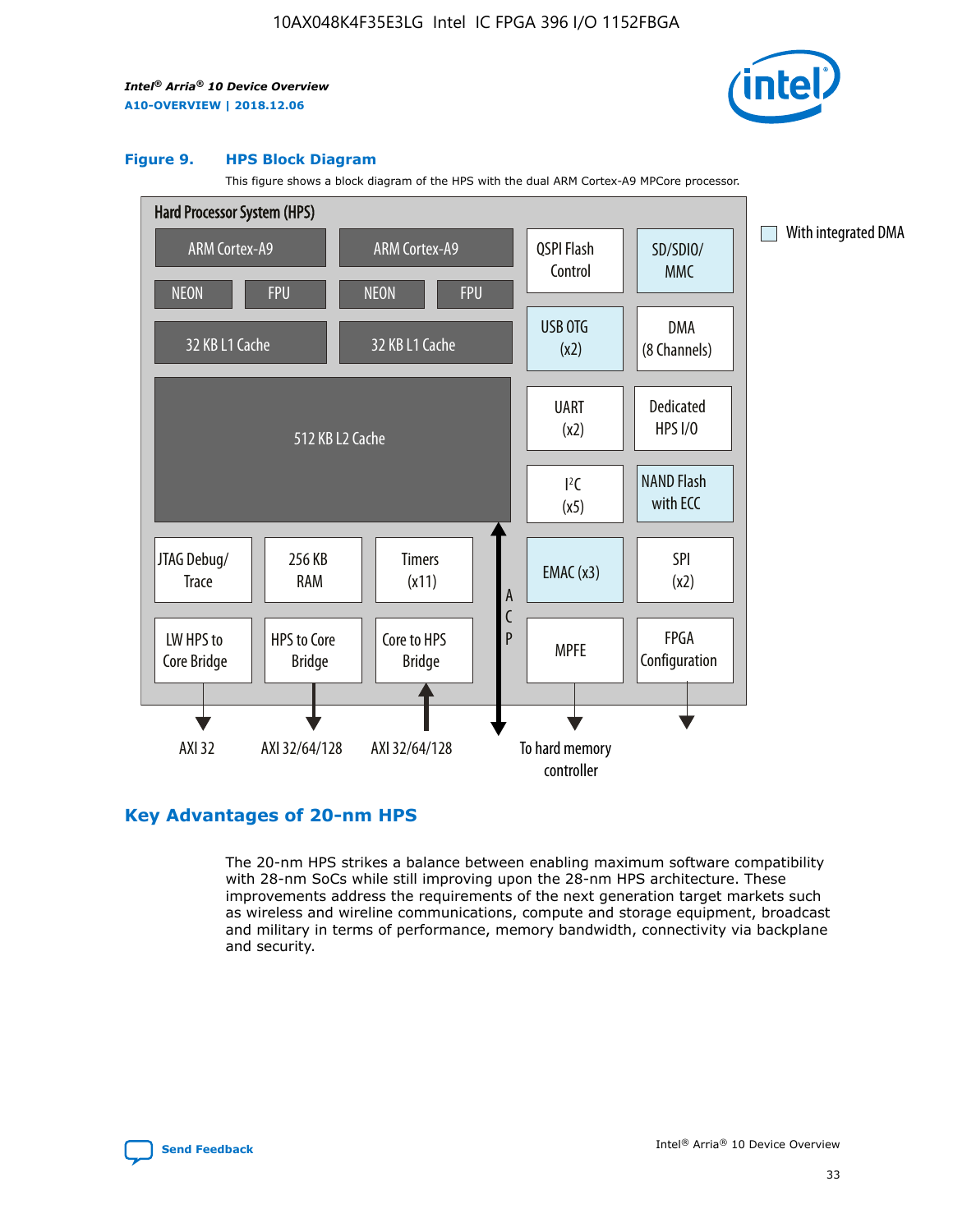**Figure 9. HPS Block Diagram**

This figure shows a block diagram of the HPS with the dual ARM Cortex-A9 MPCore processor.

Hard Processor System (HPS)

ARM Cortex-A9 | ARM Cortex-A9 | QSPI Flash Control | SD/SDIO/MMC

NEON | FPU | NEON | FPU | USB OTG (x2) | DMA (8 Channels)

32 KB L1 Cache | 32 KB L1 Cache

512 KB L2 Cache | UART (x2) | Dedicated HPS I/O | I²C (x5) | NAND Flash with ECC

JTAG Debug/Trace | 256 KB RAM | Timers (x11) | ACP | EMAC (x3) | SPI (x2)

LW HPS to Core Bridge | HPS to Core Bridge | Core to HPS Bridge | MPFE | FPGA Configuration

AXI 32 | AXI 32/64/128 | AXI 32/64/128 | To hard memory controller

With integrated DMA

## Key Advantages of 20-nm HPS

The 20-nm HPS strikes a balance between enabling maximum software compatibility with 28-nm SoCs while still improving upon the 28-nm HPS architecture. These improvements address the requirements of the next generation target markets such as wireless and wireline communications, compute and storage equipment, broadcast and military in terms of performance, memory bandwidth, connectivity via backplane and security.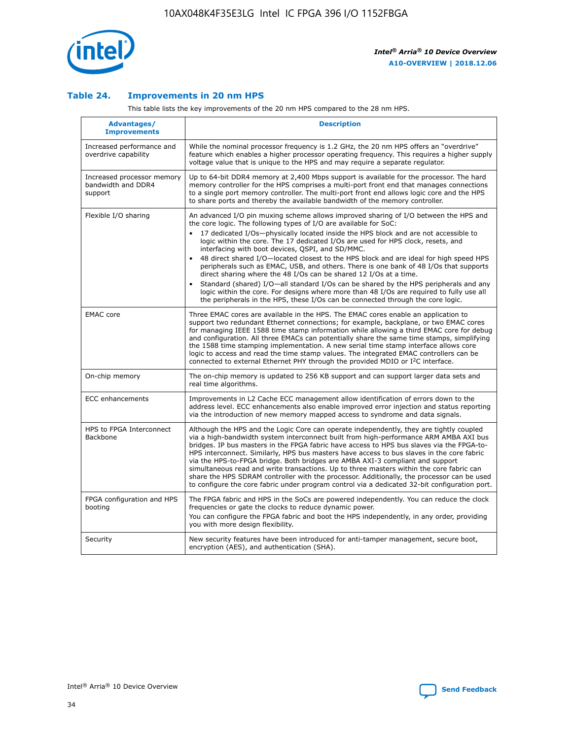### Table 24. Improvements in 20 nm HPS

This table lists the key improvements of the 20 nm HPS compared to the 28 nm HPS.

| Advantages/ Improvements | Description |
|---|---|
| Increased performance and overdrive capability | While the nominal processor frequency is 1.2 GHz, the 20 nm HPS offers an "overdrive" feature which enables a higher processor operating frequency. This requires a higher supply voltage value that is unique to the HPS and may require a separate regulator. |
| Increased processor memory bandwidth and DDR4 support | Up to 64-bit DDR4 memory at 2,400 Mbps support is available for the processor. The hard memory controller for the HPS comprises a multi-port front end that manages connections to a single port memory controller. The multi-port front end allows logic core and the HPS to share ports and thereby the available bandwidth of the memory controller. |
| Flexible I/O sharing | An advanced I/O pin muxing scheme allows improved sharing of I/O between the HPS and the core logic. The following types of I/O are available for SoC:<br>• 17 dedicated I/Os—physically located inside the HPS block and are not accessible to logic within the core. The 17 dedicated I/Os are used for HPS clock, resets, and interfacing with boot devices, QSPI, and SD/MMC.<br>• 48 direct shared I/O—located closest to the HPS block and are ideal for high speed HPS peripherals such as EMAC, USB, and others. There is one bank of 48 I/Os that supports direct sharing where the 48 I/Os can be shared 12 I/Os at a time.<br>• Standard (shared) I/O—all standard I/Os can be shared by the HPS peripherals and any logic within the core. For designs where more than 48 I/Os are required to fully use all the peripherals in the HPS, these I/Os can be connected through the core logic. |
| EMAC core | Three EMAC cores are available in the HPS. The EMAC cores enable an application to support two redundant Ethernet connections; for example, backplane, or two EMAC cores for managing IEEE 1588 time stamp information while allowing a third EMAC core for debug and configuration. All three EMACs can potentially share the same time stamps, simplifying the 1588 time stamping implementation. A new serial time stamp interface allows core logic to access and read the time stamp values. The integrated EMAC controllers can be connected to external Ethernet PHY through the provided MDIO or I²C interface. |
| On-chip memory | The on-chip memory is updated to 256 KB support and can support larger data sets and real time algorithms. |
| ECC enhancements | Improvements in L2 Cache ECC management allow identification of errors down to the address level. ECC enhancements also enable improved error injection and status reporting via the introduction of new memory mapped access to syndrome and data signals. |
| HPS to FPGA Interconnect Backbone | Although the HPS and the Logic Core can operate independently, they are tightly coupled via a high-bandwidth system interconnect built from high-performance ARM AMBA AXI bus bridges. IP bus masters in the FPGA fabric have access to HPS bus slaves via the FPGA-to-HPS interconnect. Similarly, HPS bus masters have access to bus slaves in the core fabric via the HPS-to-FPGA bridge. Both bridges are AMBA AXI-3 compliant and support simultaneous read and write transactions. Up to three masters within the core fabric can share the HPS SDRAM controller with the processor. Additionally, the processor can be used to configure the core fabric under program control via a dedicated 32-bit configuration port. |
| FPGA configuration and HPS booting | The FPGA fabric and HPS in the SoCs are powered independently. You can reduce the clock frequencies or gate the clocks to reduce dynamic power.<br>You can configure the FPGA fabric and boot the HPS independently, in any order, providing you with more design flexibility. |
| Security | New security features have been introduced for anti-tamper management, secure boot, encryption (AES), and authentication (SHA). |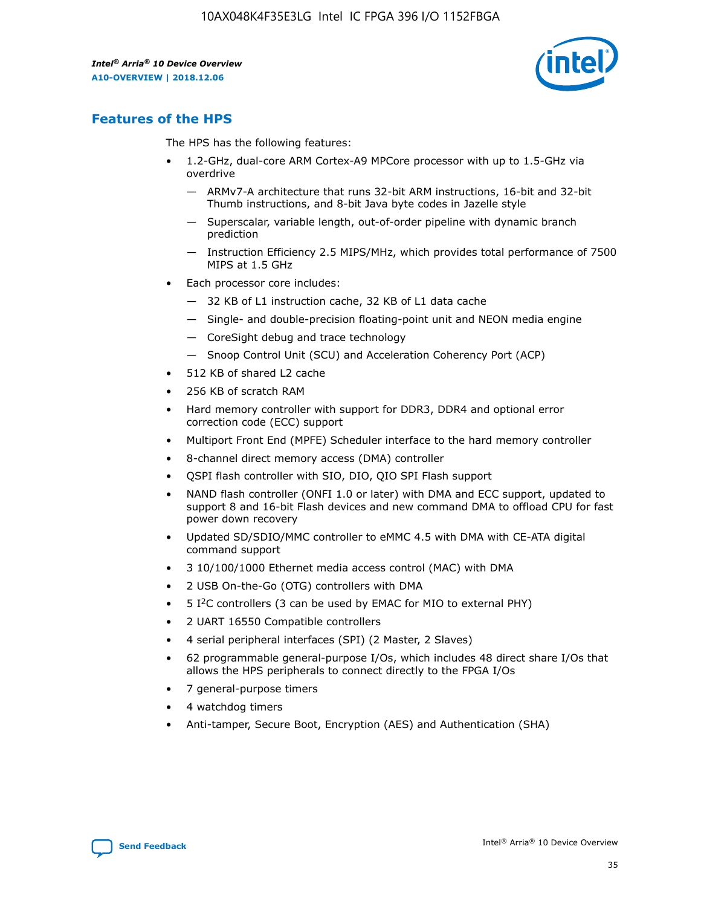## Features of the HPS

The HPS has the following features:

- 1.2-GHz, dual-core ARM Cortex-A9 MPCore processor with up to 1.5-GHz via overdrive
  - — ARMv7-A architecture that runs 32-bit ARM instructions, 16-bit and 32-bit Thumb instructions, and 8-bit Java byte codes in Jazelle style
  - — Superscalar, variable length, out-of-order pipeline with dynamic branch prediction
  - — Instruction Efficiency 2.5 MIPS/MHz, which provides total performance of 7500 MIPS at 1.5 GHz
- Each processor core includes:
  - — 32 KB of L1 instruction cache, 32 KB of L1 data cache
  - — Single- and double-precision floating-point unit and NEON media engine
  - — CoreSight debug and trace technology
  - — Snoop Control Unit (SCU) and Acceleration Coherency Port (ACP)
- 512 KB of shared L2 cache
- 256 KB of scratch RAM
- Hard memory controller with support for DDR3, DDR4 and optional error correction code (ECC) support
- Multiport Front End (MPFE) Scheduler interface to the hard memory controller
- 8-channel direct memory access (DMA) controller
- QSPI flash controller with SIO, DIO, QIO SPI Flash support
- NAND flash controller (ONFI 1.0 or later) with DMA and ECC support, updated to support 8 and 16-bit Flash devices and new command DMA to offload CPU for fast power down recovery
- Updated SD/SDIO/MMC controller to eMMC 4.5 with DMA with CE-ATA digital command support
- 3 10/100/1000 Ethernet media access control (MAC) with DMA
- 2 USB On-the-Go (OTG) controllers with DMA
- 5 I$^2$C controllers (3 can be used by EMAC for MIO to external PHY)
- 2 UART 16550 Compatible controllers
- 4 serial peripheral interfaces (SPI) (2 Master, 2 Slaves)
- 62 programmable general-purpose I/Os, which includes 48 direct share I/Os that allows the HPS peripherals to connect directly to the FPGA I/Os
- 7 general-purpose timers
- 4 watchdog timers
- Anti-tamper, Secure Boot, Encryption (AES) and Authentication (SHA)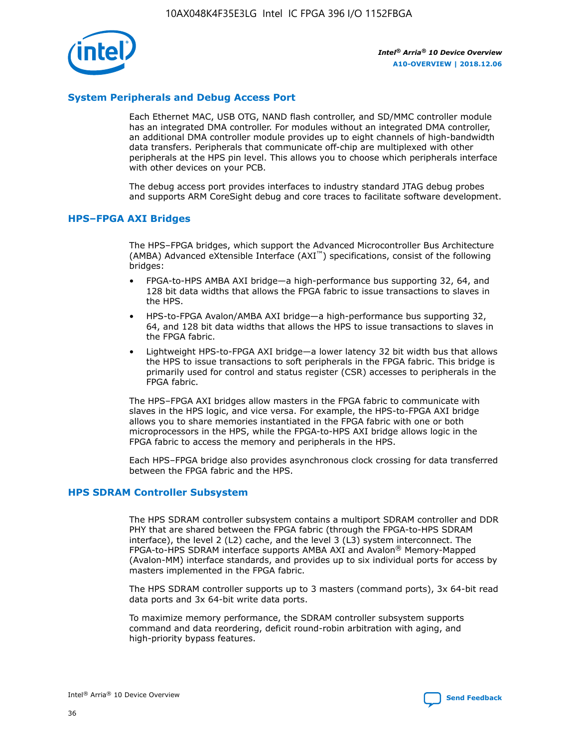## System Peripherals and Debug Access Port

Each Ethernet MAC, USB OTG, NAND flash controller, and SD/MMC controller module has an integrated DMA controller. For modules without an integrated DMA controller, an additional DMA controller module provides up to eight channels of high-bandwidth data transfers. Peripherals that communicate off-chip are multiplexed with other peripherals at the HPS pin level. This allows you to choose which peripherals interface with other devices on your PCB.

The debug access port provides interfaces to industry standard JTAG debug probes and supports ARM CoreSight debug and core traces to facilitate software development.

## HPS–FPGA AXI Bridges

The HPS–FPGA bridges, which support the Advanced Microcontroller Bus Architecture (AMBA) Advanced eXtensible Interface (AXI™) specifications, consist of the following bridges:

- FPGA-to-HPS AMBA AXI bridge—a high-performance bus supporting 32, 64, and 128 bit data widths that allows the FPGA fabric to issue transactions to slaves in the HPS.
- HPS-to-FPGA Avalon/AMBA AXI bridge—a high-performance bus supporting 32, 64, and 128 bit data widths that allows the HPS to issue transactions to slaves in the FPGA fabric.
- Lightweight HPS-to-FPGA AXI bridge—a lower latency 32 bit width bus that allows the HPS to issue transactions to soft peripherals in the FPGA fabric. This bridge is primarily used for control and status register (CSR) accesses to peripherals in the FPGA fabric.

The HPS–FPGA AXI bridges allow masters in the FPGA fabric to communicate with slaves in the HPS logic, and vice versa. For example, the HPS-to-FPGA AXI bridge allows you to share memories instantiated in the FPGA fabric with one or both microprocessors in the HPS, while the FPGA-to-HPS AXI bridge allows logic in the FPGA fabric to access the memory and peripherals in the HPS.

Each HPS–FPGA bridge also provides asynchronous clock crossing for data transferred between the FPGA fabric and the HPS.

## HPS SDRAM Controller Subsystem

The HPS SDRAM controller subsystem contains a multiport SDRAM controller and DDR PHY that are shared between the FPGA fabric (through the FPGA-to-HPS SDRAM interface), the level 2 (L2) cache, and the level 3 (L3) system interconnect. The FPGA-to-HPS SDRAM interface supports AMBA AXI and Avalon® Memory-Mapped (Avalon-MM) interface standards, and provides up to six individual ports for access by masters implemented in the FPGA fabric.

The HPS SDRAM controller supports up to 3 masters (command ports), 3x 64-bit read data ports and 3x 64-bit write data ports.

To maximize memory performance, the SDRAM controller subsystem supports command and data reordering, deficit round-robin arbitration with aging, and high-priority bypass features.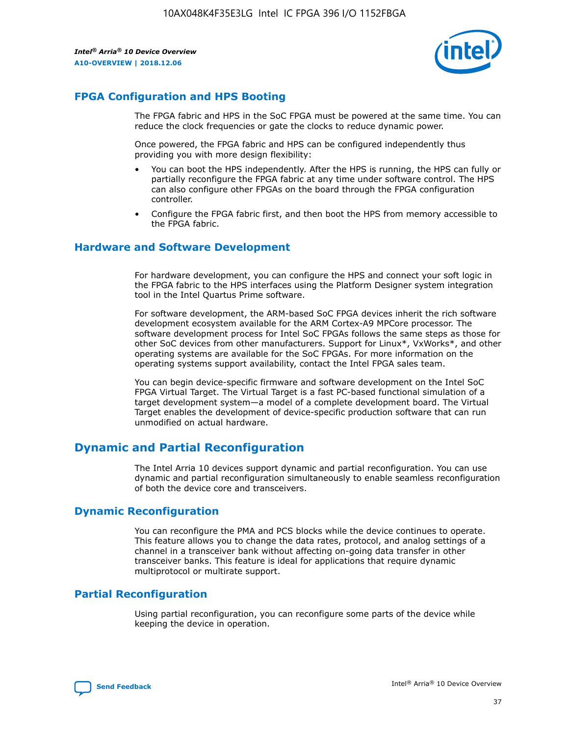## FPGA Configuration and HPS Booting

The FPGA fabric and HPS in the SoC FPGA must be powered at the same time. You can reduce the clock frequencies or gate the clocks to reduce dynamic power.

Once powered, the FPGA fabric and HPS can be configured independently thus providing you with more design flexibility:

- You can boot the HPS independently. After the HPS is running, the HPS can fully or partially reconfigure the FPGA fabric at any time under software control. The HPS can also configure other FPGAs on the board through the FPGA configuration controller.
- Configure the FPGA fabric first, and then boot the HPS from memory accessible to the FPGA fabric.

## Hardware and Software Development

For hardware development, you can configure the HPS and connect your soft logic in the FPGA fabric to the HPS interfaces using the Platform Designer system integration tool in the Intel Quartus Prime software.

For software development, the ARM-based SoC FPGA devices inherit the rich software development ecosystem available for the ARM Cortex-A9 MPCore processor. The software development process for Intel SoC FPGAs follows the same steps as those for other SoC devices from other manufacturers. Support for Linux*, VxWorks*, and other operating systems are available for the SoC FPGAs. For more information on the operating systems support availability, contact the Intel FPGA sales team.

You can begin device-specific firmware and software development on the Intel SoC FPGA Virtual Target. The Virtual Target is a fast PC-based functional simulation of a target development system—a model of a complete development board. The Virtual Target enables the development of device-specific production software that can run unmodified on actual hardware.

# Dynamic and Partial Reconfiguration

The Intel Arria 10 devices support dynamic and partial reconfiguration. You can use dynamic and partial reconfiguration simultaneously to enable seamless reconfiguration of both the device core and transceivers.

## Dynamic Reconfiguration

You can reconfigure the PMA and PCS blocks while the device continues to operate. This feature allows you to change the data rates, protocol, and analog settings of a channel in a transceiver bank without affecting on-going data transfer in other transceiver banks. This feature is ideal for applications that require dynamic multiprotocol or multirate support.

## Partial Reconfiguration

Using partial reconfiguration, you can reconfigure some parts of the device while keeping the device in operation.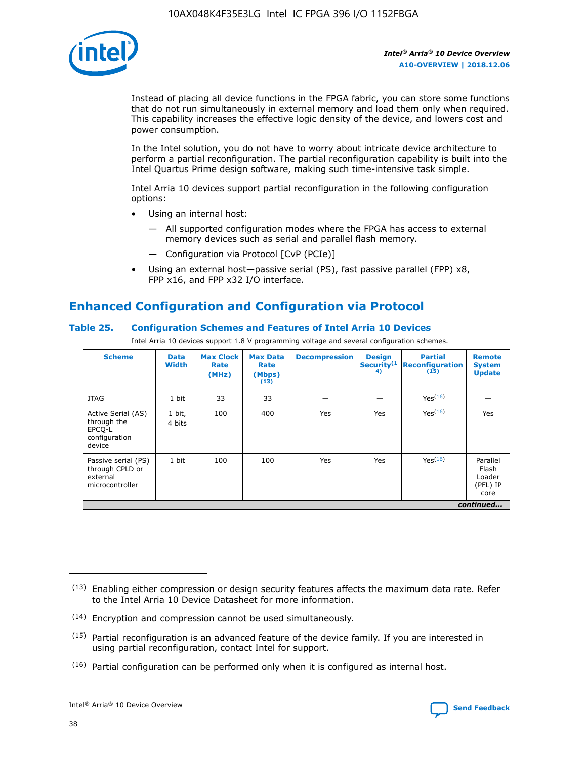Instead of placing all device functions in the FPGA fabric, you can store some functions that do not run simultaneously in external memory and load them only when required. This capability increases the effective logic density of the device, and lowers cost and power consumption.

In the Intel solution, you do not have to worry about intricate device architecture to perform a partial reconfiguration. The partial reconfiguration capability is built into the Intel Quartus Prime design software, making such time-intensive task simple.

Intel Arria 10 devices support partial reconfiguration in the following configuration options:

- Using an internal host:
  - All supported configuration modes where the FPGA has access to external memory devices such as serial and parallel flash memory.
  - Configuration via Protocol [CvP (PCIe)]
- Using an external host—passive serial (PS), fast passive parallel (FPP) x8, FPP x16, and FPP x32 I/O interface.

## Enhanced Configuration and Configuration via Protocol

### Table 25. Configuration Schemes and Features of Intel Arria 10 Devices

Intel Arria 10 devices support 1.8 V programming voltage and several configuration schemes.

| Scheme | Data Width | Max Clock Rate (MHz) | Max Data Rate (Mbps) (13) | Decompression | Design Security(14) | Partial Reconfiguration (15) | Remote System Update |
|---|---|---|---|---|---|---|---|
| JTAG | 1 bit | 33 | 33 | — | — | Yes(16) | — |
| Active Serial (AS) through the EPCQ-L configuration device | 1 bit, 4 bits | 100 | 400 | Yes | Yes | Yes(16) | Yes |
| Passive serial (PS) through CPLD or external microcontroller | 1 bit | 100 | 100 | Yes | Yes | Yes(16) | Parallel Flash Loader (PFL) IP core |

*continued...*

(13) Enabling either compression or design security features affects the maximum data rate. Refer to the Intel Arria 10 Device Datasheet for more information.

(14) Encryption and compression cannot be used simultaneously.

(15) Partial reconfiguration is an advanced feature of the device family. If you are interested in using partial reconfiguration, contact Intel for support.

(16) Partial configuration can be performed only when it is configured as internal host.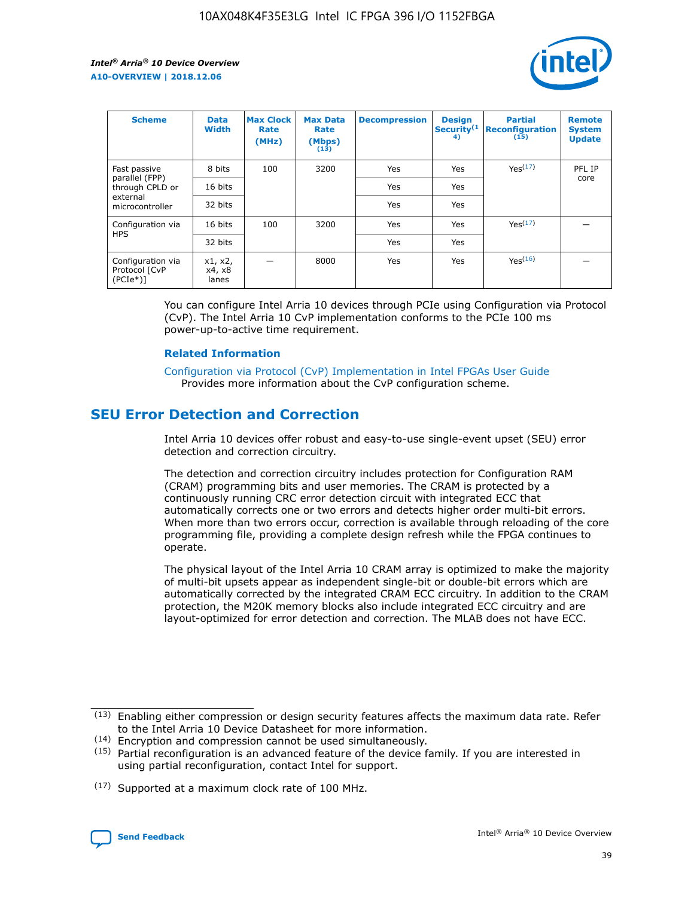| Scheme | Data Width | Max Clock Rate (MHz) | Max Data Rate (Mbps) (13) | Decompression | Design Security(14) | Partial Reconfiguration (15) | Remote System Update |
| --- | --- | --- | --- | --- | --- | --- | --- |
| Fast passive parallel (FPP) through CPLD or external microcontroller | 8 bits | 100 | 3200 | Yes | Yes | Yes(17) | PFL IP core |
| | 16 bits | | | Yes | Yes | | |
| | 32 bits | | | Yes | Yes | | |
| Configuration via HPS | 16 bits | 100 | 3200 | Yes | Yes | Yes(17) | — |
| | 32 bits | | | Yes | Yes | | |
| Configuration via Protocol [CvP (PCIe*)] | x1, x2, x4, x8 lanes | — | 8000 | Yes | Yes | Yes(16) | — |

You can configure Intel Arria 10 devices through PCIe using Configuration via Protocol (CvP). The Intel Arria 10 CvP implementation conforms to the PCIe 100 ms power-up-to-active time requirement.

### Related Information

Configuration via Protocol (CvP) Implementation in Intel FPGAs User Guide
Provides more information about the CvP configuration scheme.

## SEU Error Detection and Correction

Intel Arria 10 devices offer robust and easy-to-use single-event upset (SEU) error detection and correction circuitry.

The detection and correction circuitry includes protection for Configuration RAM (CRAM) programming bits and user memories. The CRAM is protected by a continuously running CRC error detection circuit with integrated ECC that automatically corrects one or two errors and detects higher order multi-bit errors. When more than two errors occur, correction is available through reloading of the core programming file, providing a complete design refresh while the FPGA continues to operate.

The physical layout of the Intel Arria 10 CRAM array is optimized to make the majority of multi-bit upsets appear as independent single-bit or double-bit errors which are automatically corrected by the integrated CRAM ECC circuitry. In addition to the CRAM protection, the M20K memory blocks also include integrated ECC circuitry and are layout-optimized for error detection and correction. The MLAB does not have ECC.

(13) Enabling either compression or design security features affects the maximum data rate. Refer to the Intel Arria 10 Device Datasheet for more information.

(14) Encryption and compression cannot be used simultaneously.

(15) Partial reconfiguration is an advanced feature of the device family. If you are interested in using partial reconfiguration, contact Intel for support.

(17) Supported at a maximum clock rate of 100 MHz.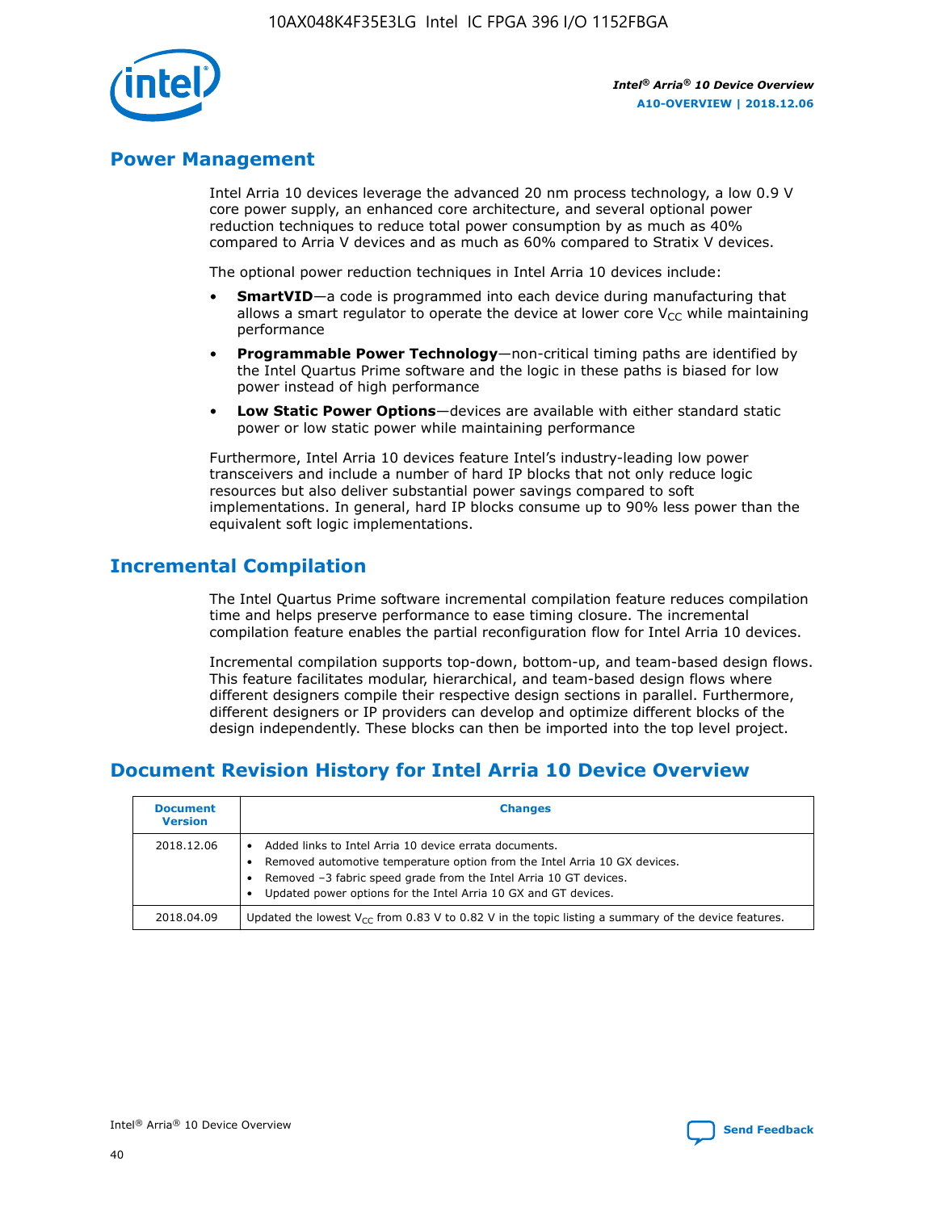## Power Management

Intel Arria 10 devices leverage the advanced 20 nm process technology, a low 0.9 V core power supply, an enhanced core architecture, and several optional power reduction techniques to reduce total power consumption by as much as 40% compared to Arria V devices and as much as 60% compared to Stratix V devices.

The optional power reduction techniques in Intel Arria 10 devices include:

- **SmartVID**—a code is programmed into each device during manufacturing that allows a smart regulator to operate the device at lower core $V_{CC}$ while maintaining performance
- **Programmable Power Technology**—non-critical timing paths are identified by the Intel Quartus Prime software and the logic in these paths is biased for low power instead of high performance
- **Low Static Power Options**—devices are available with either standard static power or low static power while maintaining performance

Furthermore, Intel Arria 10 devices feature Intel's industry-leading low power transceivers and include a number of hard IP blocks that not only reduce logic resources but also deliver substantial power savings compared to soft implementations. In general, hard IP blocks consume up to 90% less power than the equivalent soft logic implementations.

## Incremental Compilation

The Intel Quartus Prime software incremental compilation feature reduces compilation time and helps preserve performance to ease timing closure. The incremental compilation feature enables the partial reconfiguration flow for Intel Arria 10 devices.

Incremental compilation supports top-down, bottom-up, and team-based design flows. This feature facilitates modular, hierarchical, and team-based design flows where different designers compile their respective design sections in parallel. Furthermore, different designers or IP providers can develop and optimize different blocks of the design independently. These blocks can then be imported into the top level project.

## Document Revision History for Intel Arria 10 Device Overview

| Document Version | Changes |
|---|---|
| 2018.12.06 | • Added links to Intel Arria 10 device errata documents.<br>• Removed automotive temperature option from the Intel Arria 10 GX devices.<br>• Removed –3 fabric speed grade from the Intel Arria 10 GT devices.<br>• Updated power options for the Intel Arria 10 GX and GT devices. |
| 2018.04.09 | Updated the lowest $V_{CC}$ from 0.83 V to 0.82 V in the topic listing a summary of the device features. |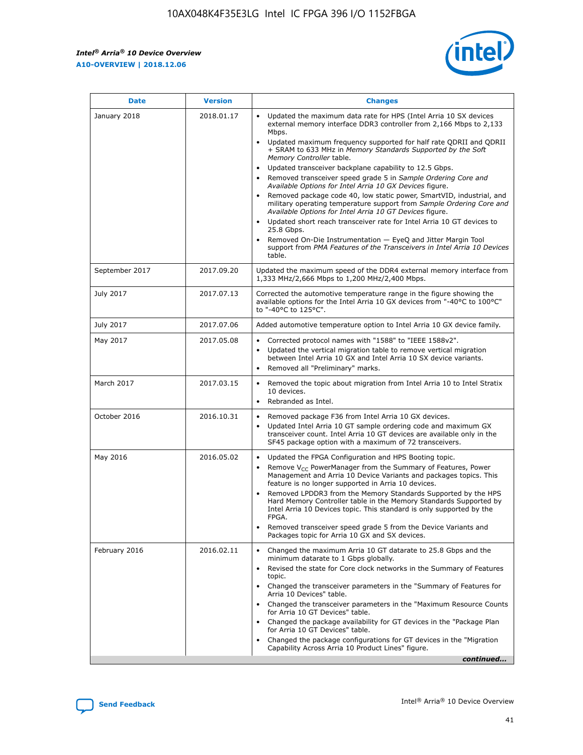| Date | Version | Changes |
| --- | --- | --- |
| January 2018 | 2018.01.17 | • Updated the maximum data rate for HPS (Intel Arria 10 SX devices external memory interface DDR3 controller from 2,166 Mbps to 2,133 Mbps.<br>• Updated maximum frequency supported for half rate QDRII and QDRII + SRAM to 633 MHz in *Memory Standards Supported by the Soft Memory Controller* table.<br>• Updated transceiver backplane capability to 12.5 Gbps.<br>• Removed transceiver speed grade 5 in *Sample Ordering Core and Available Options for Intel Arria 10 GX Devices* figure.<br>• Removed package code 40, low static power, SmartVID, industrial, and military operating temperature support from *Sample Ordering Core and Available Options for Intel Arria 10 GT Devices* figure.<br>• Updated short reach transceiver rate for Intel Arria 10 GT devices to 25.8 Gbps.<br>• Removed On-Die Instrumentation — EyeQ and Jitter Margin Tool support from *PMA Features of the Transceivers in Intel Arria 10 Devices* table. |
| September 2017 | 2017.09.20 | Updated the maximum speed of the DDR4 external memory interface from 1,333 MHz/2,666 Mbps to 1,200 MHz/2,400 Mbps. |
| July 2017 | 2017.07.13 | Corrected the automotive temperature range in the figure showing the available options for the Intel Arria 10 GX devices from "-40°C to 100°C" to "-40°C to 125°C". |
| July 2017 | 2017.07.06 | Added automotive temperature option to Intel Arria 10 GX device family. |
| May 2017 | 2017.05.08 | • Corrected protocol names with "1588" to "IEEE 1588v2".<br>• Updated the vertical migration table to remove vertical migration between Intel Arria 10 GX and Intel Arria 10 SX device variants.<br>• Removed all "Preliminary" marks. |
| March 2017 | 2017.03.15 | • Removed the topic about migration from Intel Arria 10 to Intel Stratix 10 devices.<br>• Rebranded as Intel. |
| October 2016 | 2016.10.31 | • Removed package F36 from Intel Arria 10 GX devices.<br>• Updated Intel Arria 10 GT sample ordering code and maximum GX transceiver count. Intel Arria 10 GT devices are available only in the SF45 package option with a maximum of 72 transceivers. |
| May 2016 | 2016.05.02 | • Updated the FPGA Configuration and HPS Booting topic.<br>• Remove $V_{CC}$ PowerManager from the Summary of Features, Power Management and Arria 10 Device Variants and packages topics. This feature is no longer supported in Arria 10 devices.<br>• Removed LPDDR3 from the Memory Standards Supported by the HPS Hard Memory Controller table in the Memory Standards Supported by Intel Arria 10 Devices topic. This standard is only supported by the FPGA.<br>• Removed transceiver speed grade 5 from the Device Variants and Packages topic for Arria 10 GX and SX devices. |
| February 2016 | 2016.02.11 | • Changed the maximum Arria 10 GT datarate to 25.8 Gbps and the minimum datarate to 1 Gbps globally.<br>• Revised the state for Core clock networks in the Summary of Features topic.<br>• Changed the transceiver parameters in the "Summary of Features for Arria 10 Devices" table.<br>• Changed the transceiver parameters in the "Maximum Resource Counts for Arria 10 GT Devices" table.<br>• Changed the package availability for GT devices in the "Package Plan for Arria 10 GT Devices" table.<br>• Changed the package configurations for GT devices in the "Migration Capability Across Arria 10 Product Lines" figure. |

*continued...*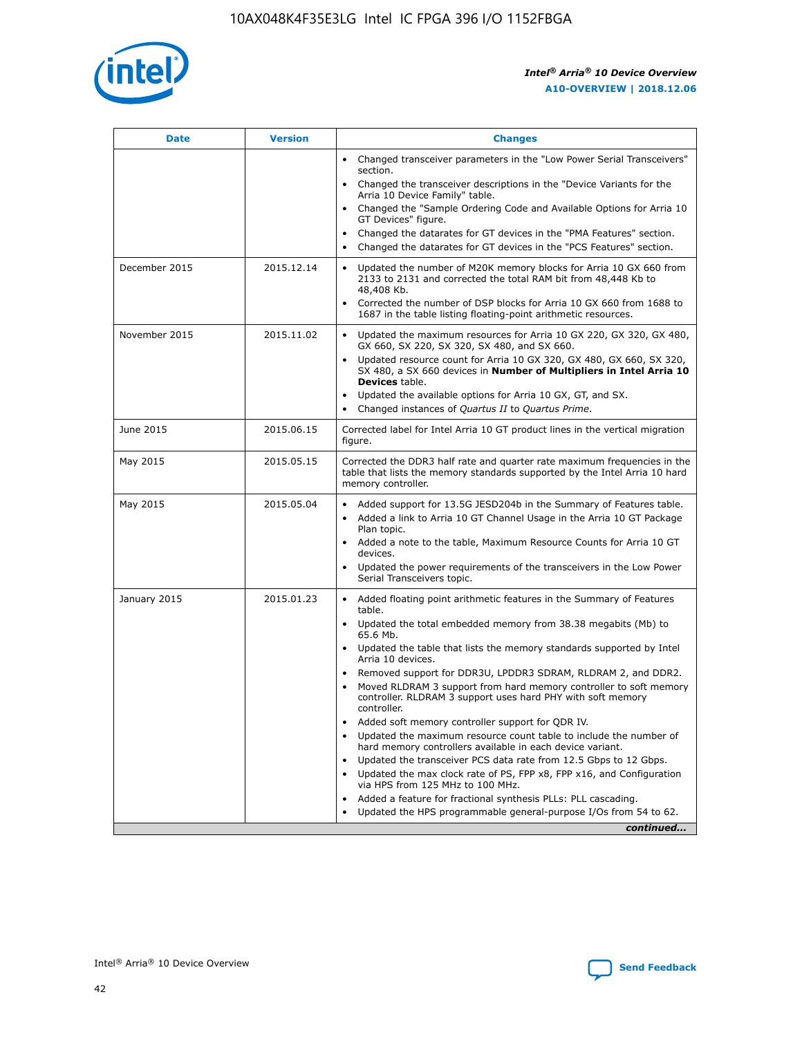| Date | Version | Changes |
| --- | --- | --- |
| | | • Changed transceiver parameters in the "Low Power Serial Transceivers" section.<br>• Changed the transceiver descriptions in the "Device Variants for the Arria 10 Device Family" table.<br>• Changed the "Sample Ordering Code and Available Options for Arria 10 GT Devices" figure.<br>• Changed the datarates for GT devices in the "PMA Features" section.<br>• Changed the datarates for GT devices in the "PCS Features" section. |
| December 2015 | 2015.12.14 | • Updated the number of M20K memory blocks for Arria 10 GX 660 from 2133 to 2131 and corrected the total RAM bit from 48,448 Kb to 48,408 Kb.<br>• Corrected the number of DSP blocks for Arria 10 GX 660 from 1688 to 1687 in the table listing floating-point arithmetic resources. |
| November 2015 | 2015.11.02 | • Updated the maximum resources for Arria 10 GX 220, GX 320, GX 480, GX 660, SX 220, SX 320, SX 480, and SX 660.<br>• Updated resource count for Arria 10 GX 320, GX 480, GX 660, SX 320, SX 480, a SX 660 devices in **Number of Multipliers in Intel Arria 10 Devices** table.<br>• Updated the available options for Arria 10 GX, GT, and SX.<br>• Changed instances of *Quartus II* to *Quartus Prime*. |
| June 2015 | 2015.06.15 | Corrected label for Intel Arria 10 GT product lines in the vertical migration figure. |
| May 2015 | 2015.05.15 | Corrected the DDR3 half rate and quarter rate maximum frequencies in the table that lists the memory standards supported by the Intel Arria 10 hard memory controller. |
| May 2015 | 2015.05.04 | • Added support for 13.5G JESD204b in the Summary of Features table.<br>• Added a link to Arria 10 GT Channel Usage in the Arria 10 GT Package Plan topic.<br>• Added a note to the table, Maximum Resource Counts for Arria 10 GT devices.<br>• Updated the power requirements of the transceivers in the Low Power Serial Transceivers topic. |
| January 2015 | 2015.01.23 | • Added floating point arithmetic features in the Summary of Features table.<br>• Updated the total embedded memory from 38.38 megabits (Mb) to 65.6 Mb.<br>• Updated the table that lists the memory standards supported by Intel Arria 10 devices.<br>• Removed support for DDR3U, LPDDR3 SDRAM, RLDRAM 2, and DDR2.<br>• Moved RLDRAM 3 support from hard memory controller to soft memory controller. RLDRAM 3 support uses hard PHY with soft memory controller.<br>• Added soft memory controller support for QDR IV.<br>• Updated the maximum resource count table to include the number of hard memory controllers available in each device variant.<br>• Updated the transceiver PCS data rate from 12.5 Gbps to 12 Gbps.<br>• Updated the max clock rate of PS, FPP x8, FPP x16, and Configuration via HPS from 125 MHz to 100 MHz.<br>• Added a feature for fractional synthesis PLLs: PLL cascading.<br>• Updated the HPS programmable general-purpose I/Os from 54 to 62. |

*continued...*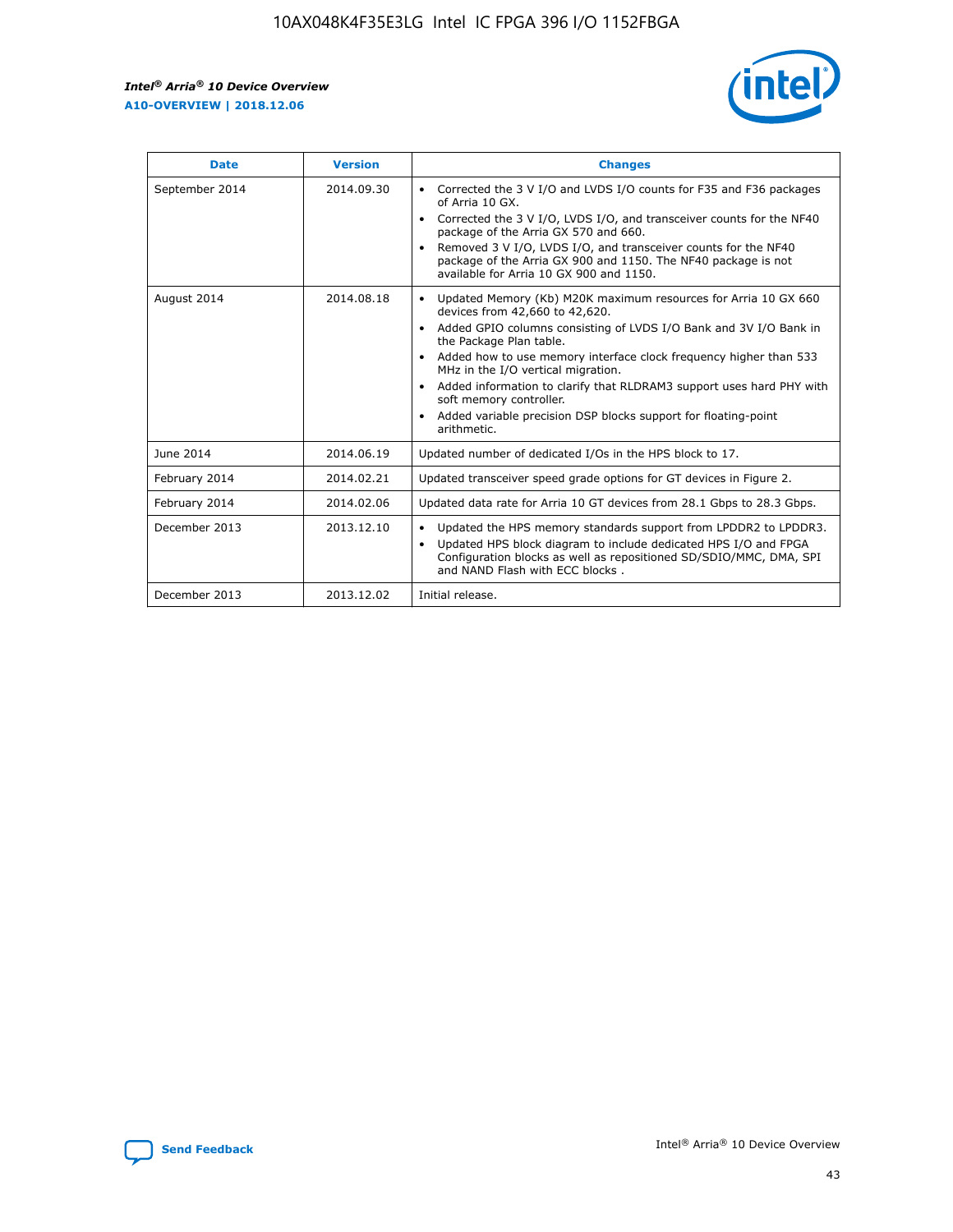| Date | Version | Changes |
| --- | --- | --- |
| September 2014 | 2014.09.30 | • Corrected the 3 V I/O and LVDS I/O counts for F35 and F36 packages of Arria 10 GX.<br>• Corrected the 3 V I/O, LVDS I/O, and transceiver counts for the NF40 package of the Arria GX 570 and 660.<br>• Removed 3 V I/O, LVDS I/O, and transceiver counts for the NF40 package of the Arria GX 900 and 1150. The NF40 package is not available for Arria 10 GX 900 and 1150. |
| August 2014 | 2014.08.18 | • Updated Memory (Kb) M20K maximum resources for Arria 10 GX 660 devices from 42,660 to 42,620.<br>• Added GPIO columns consisting of LVDS I/O Bank and 3V I/O Bank in the Package Plan table.<br>• Added how to use memory interface clock frequency higher than 533 MHz in the I/O vertical migration.<br>• Added information to clarify that RLDRAM3 support uses hard PHY with soft memory controller.<br>• Added variable precision DSP blocks support for floating-point arithmetic. |
| June 2014 | 2014.06.19 | Updated number of dedicated I/Os in the HPS block to 17. |
| February 2014 | 2014.02.21 | Updated transceiver speed grade options for GT devices in Figure 2. |
| February 2014 | 2014.02.06 | Updated data rate for Arria 10 GT devices from 28.1 Gbps to 28.3 Gbps. |
| December 2013 | 2013.12.10 | • Updated the HPS memory standards support from LPDDR2 to LPDDR3.<br>• Updated HPS block diagram to include dedicated HPS I/O and FPGA Configuration blocks as well as repositioned SD/SDIO/MMC, DMA, SPI and NAND Flash with ECC blocks . |
| December 2013 | 2013.12.02 | Initial release. |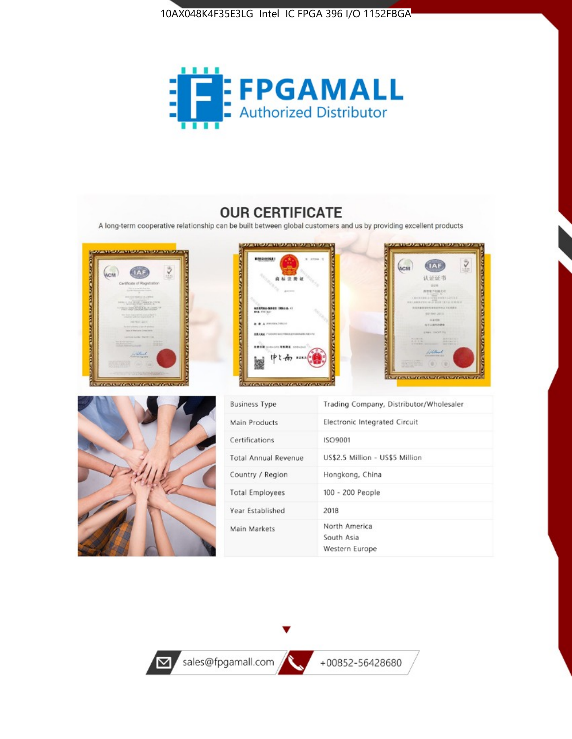# FPGAMALL
Authorized Distributor

## OUR CERTIFICATE

A long-term cooperative relationship can be built between global customers and us by providing excellent products

| | |
|---|---|
| Business Type | Trading Company, Distributor/Wholesaler |
| Main Products | Electronic Integrated Circuit |
| Certifications | ISO9001 |
| Total Annual Revenue | US$2.5 Million - US$5 Million |
| Country / Region | Hongkong, China |
| Total Employees | 100 - 200 People |
| Year Established | 2018 |
| Main Markets | North America<br>South Asia<br>Western Europe |

sales@fpgamall.com

+00852-56428680